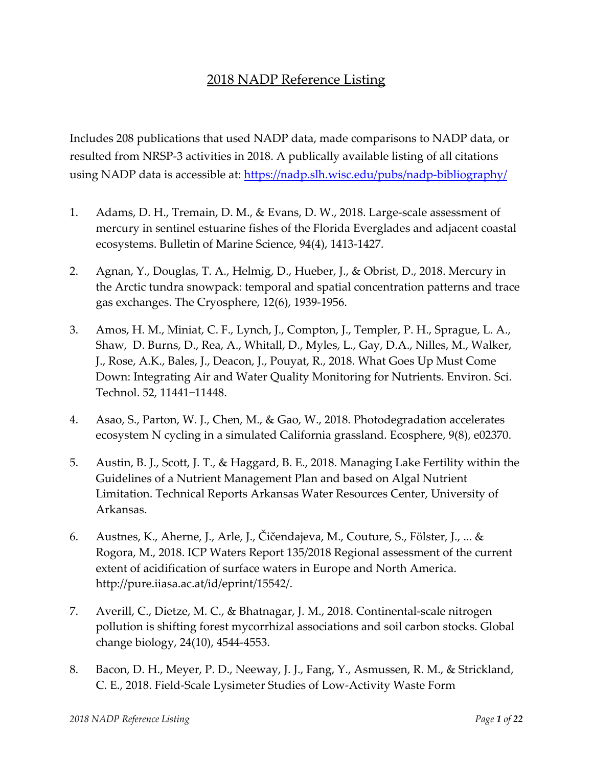# 2018 NADP Reference Listing

Includes 208 publications that used NADP data, made comparisons to NADP data, or resulted from NRSP-3 activities in 2018. A publically available listing of all citations using NADP data is accessible at: https://nadp.slh.wisc.edu/pubs/nadp-bibliography/

1. Adams, D. H., Tremain, D. M., & Evans, D. W., 2018. Large-scale assessment of mercury in sentinel estuarine fishes of the Florida Everglades and adjacent coastal ecosystems. Bulletin of Marine Science, 94(4), 1413-1427.

2. Agnan, Y., Douglas, T. A., Helmig, D., Hueber, J., & Obrist, D., 2018. Mercury in the Arctic tundra snowpack: temporal and spatial concentration patterns and trace gas exchanges. The Cryosphere, 12(6), 1939-1956.

3. Amos, H. M., Miniat, C. F., Lynch, J., Compton, J., Templer, P. H., Sprague, L. A., Shaw, D. Burns, D., Rea, A., Whitall, D., Myles, L., Gay, D.A., Nilles, M., Walker, J., Rose, A.K., Bales, J., Deacon, J., Pouyat, R., 2018. What Goes Up Must Come Down: Integrating Air and Water Quality Monitoring for Nutrients. Environ. Sci. Technol. 52, 11441−11448.

4. Asao, S., Parton, W. J., Chen, M., & Gao, W., 2018. Photodegradation accelerates ecosystem N cycling in a simulated California grassland. Ecosphere, 9(8), e02370.

5. Austin, B. J., Scott, J. T., & Haggard, B. E., 2018. Managing Lake Fertility within the Guidelines of a Nutrient Management Plan and based on Algal Nutrient Limitation. Technical Reports Arkansas Water Resources Center, University of Arkansas.

6. Austnes, K., Aherne, J., Arle, J., Čičendajeva, M., Couture, S., Fölster, J., ... & Rogora, M., 2018. ICP Waters Report 135/2018 Regional assessment of the current extent of acidification of surface waters in Europe and North America. http://pure.iiasa.ac.at/id/eprint/15542/.

7. Averill, C., Dietze, M. C., & Bhatnagar, J. M., 2018. Continental-scale nitrogen pollution is shifting forest mycorrhizal associations and soil carbon stocks. Global change biology, 24(10), 4544-4553.

8. Bacon, D. H., Meyer, P. D., Neeway, J. J., Fang, Y., Asmussen, R. M., & Strickland, C. E., 2018. Field-Scale Lysimeter Studies of Low-Activity Waste Form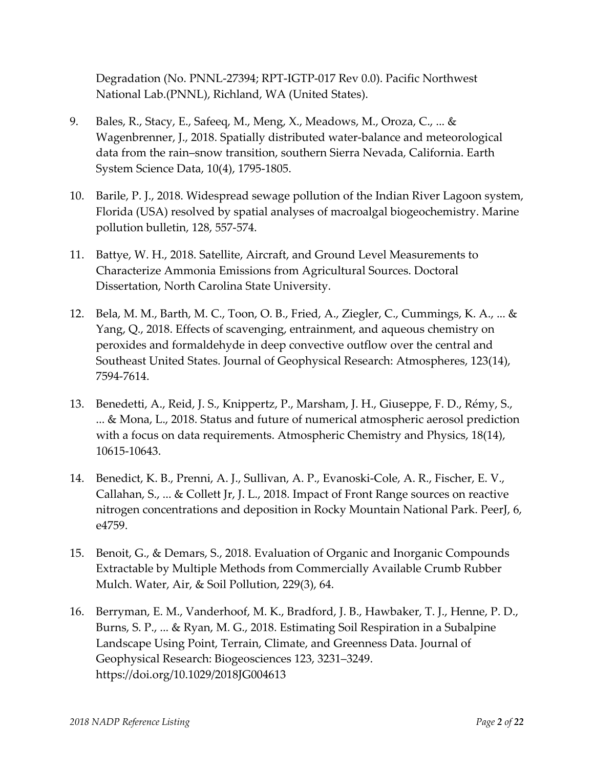Degradation (No. PNNL-27394; RPT-IGTP-017 Rev 0.0). Pacific Northwest National Lab.(PNNL), Richland, WA (United States).

9. Bales, R., Stacy, E., Safeeq, M., Meng, X., Meadows, M., Oroza, C., ... & Wagenbrenner, J., 2018. Spatially distributed water-balance and meteorological data from the rain–snow transition, southern Sierra Nevada, California. Earth System Science Data, 10(4), 1795-1805.

10. Barile, P. J., 2018. Widespread sewage pollution of the Indian River Lagoon system, Florida (USA) resolved by spatial analyses of macroalgal biogeochemistry. Marine pollution bulletin, 128, 557-574.

11. Battye, W. H., 2018. Satellite, Aircraft, and Ground Level Measurements to Characterize Ammonia Emissions from Agricultural Sources. Doctoral Dissertation, North Carolina State University.

12. Bela, M. M., Barth, M. C., Toon, O. B., Fried, A., Ziegler, C., Cummings, K. A., ... & Yang, Q., 2018. Effects of scavenging, entrainment, and aqueous chemistry on peroxides and formaldehyde in deep convective outflow over the central and Southeast United States. Journal of Geophysical Research: Atmospheres, 123(14), 7594-7614.

13. Benedetti, A., Reid, J. S., Knippertz, P., Marsham, J. H., Giuseppe, F. D., Rémy, S., ... & Mona, L., 2018. Status and future of numerical atmospheric aerosol prediction with a focus on data requirements. Atmospheric Chemistry and Physics, 18(14), 10615-10643.

14. Benedict, K. B., Prenni, A. J., Sullivan, A. P., Evanoski-Cole, A. R., Fischer, E. V., Callahan, S., ... & Collett Jr, J. L., 2018. Impact of Front Range sources on reactive nitrogen concentrations and deposition in Rocky Mountain National Park. PeerJ, 6, e4759.

15. Benoit, G., & Demars, S., 2018. Evaluation of Organic and Inorganic Compounds Extractable by Multiple Methods from Commercially Available Crumb Rubber Mulch. Water, Air, & Soil Pollution, 229(3), 64.

16. Berryman, E. M., Vanderhoof, M. K., Bradford, J. B., Hawbaker, T. J., Henne, P. D., Burns, S. P., ... & Ryan, M. G., 2018. Estimating Soil Respiration in a Subalpine Landscape Using Point, Terrain, Climate, and Greenness Data. Journal of Geophysical Research: Biogeosciences 123, 3231–3249. https://doi.org/10.1029/2018JG004613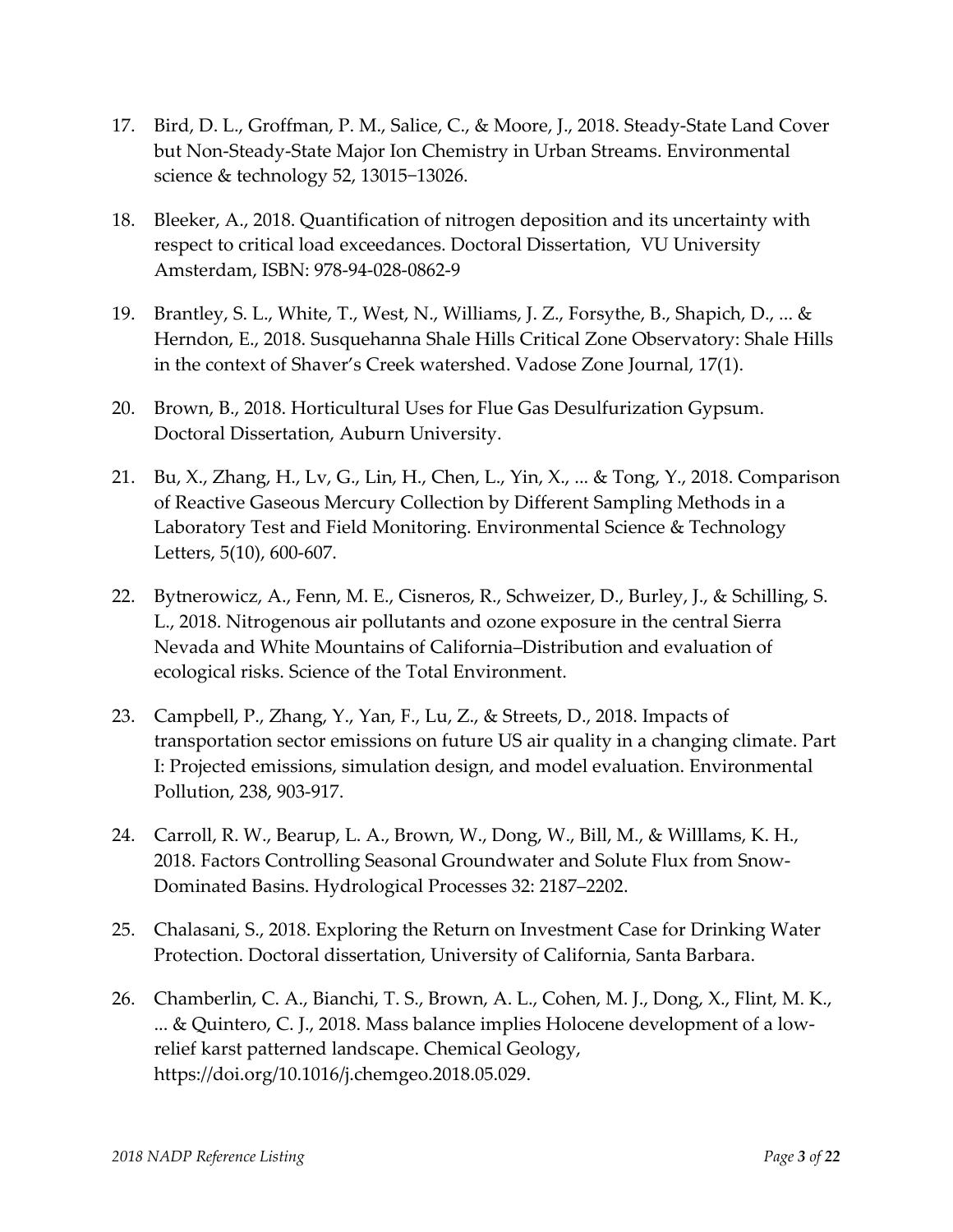17. Bird, D. L., Groffman, P. M., Salice, C., & Moore, J., 2018. Steady-State Land Cover but Non-Steady-State Major Ion Chemistry in Urban Streams. Environmental science & technology 52, 13015−13026.

18. Bleeker, A., 2018. Quantification of nitrogen deposition and its uncertainty with respect to critical load exceedances. Doctoral Dissertation, VU University Amsterdam, ISBN: 978-94-028-0862-9

19. Brantley, S. L., White, T., West, N., Williams, J. Z., Forsythe, B., Shapich, D., ... & Herndon, E., 2018. Susquehanna Shale Hills Critical Zone Observatory: Shale Hills in the context of Shaver's Creek watershed. Vadose Zone Journal, 17(1).

20. Brown, B., 2018. Horticultural Uses for Flue Gas Desulfurization Gypsum. Doctoral Dissertation, Auburn University.

21. Bu, X., Zhang, H., Lv, G., Lin, H., Chen, L., Yin, X., ... & Tong, Y., 2018. Comparison of Reactive Gaseous Mercury Collection by Different Sampling Methods in a Laboratory Test and Field Monitoring. Environmental Science & Technology Letters, 5(10), 600-607.

22. Bytnerowicz, A., Fenn, M. E., Cisneros, R., Schweizer, D., Burley, J., & Schilling, S. L., 2018. Nitrogenous air pollutants and ozone exposure in the central Sierra Nevada and White Mountains of California–Distribution and evaluation of ecological risks. Science of the Total Environment.

23. Campbell, P., Zhang, Y., Yan, F., Lu, Z., & Streets, D., 2018. Impacts of transportation sector emissions on future US air quality in a changing climate. Part I: Projected emissions, simulation design, and model evaluation. Environmental Pollution, 238, 903-917.

24. Carroll, R. W., Bearup, L. A., Brown, W., Dong, W., Bill, M., & Willlams, K. H., 2018. Factors Controlling Seasonal Groundwater and Solute Flux from Snow-Dominated Basins. Hydrological Processes 32: 2187–2202.

25. Chalasani, S., 2018. Exploring the Return on Investment Case for Drinking Water Protection. Doctoral dissertation, University of California, Santa Barbara.

26. Chamberlin, C. A., Bianchi, T. S., Brown, A. L., Cohen, M. J., Dong, X., Flint, M. K., ... & Quintero, C. J., 2018. Mass balance implies Holocene development of a low-relief karst patterned landscape. Chemical Geology, https://doi.org/10.1016/j.chemgeo.2018.05.029.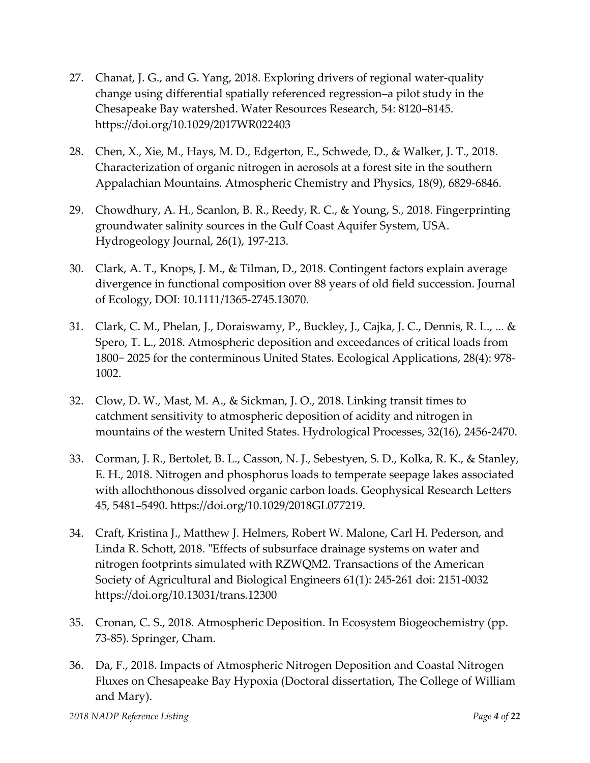27. Chanat, J. G., and G. Yang, 2018. Exploring drivers of regional water-quality change using differential spatially referenced regression–a pilot study in the Chesapeake Bay watershed. Water Resources Research, 54: 8120–8145. https://doi.org/10.1029/2017WR022403

28. Chen, X., Xie, M., Hays, M. D., Edgerton, E., Schwede, D., & Walker, J. T., 2018. Characterization of organic nitrogen in aerosols at a forest site in the southern Appalachian Mountains. Atmospheric Chemistry and Physics, 18(9), 6829-6846.

29. Chowdhury, A. H., Scanlon, B. R., Reedy, R. C., & Young, S., 2018. Fingerprinting groundwater salinity sources in the Gulf Coast Aquifer System, USA. Hydrogeology Journal, 26(1), 197-213.

30. Clark, A. T., Knops, J. M., & Tilman, D., 2018. Contingent factors explain average divergence in functional composition over 88 years of old field succession. Journal of Ecology, DOI: 10.1111/1365-2745.13070.

31. Clark, C. M., Phelan, J., Doraiswamy, P., Buckley, J., Cajka, J. C., Dennis, R. L., ... & Spero, T. L., 2018. Atmospheric deposition and exceedances of critical loads from 1800− 2025 for the conterminous United States. Ecological Applications, 28(4): 978-1002.

32. Clow, D. W., Mast, M. A., & Sickman, J. O., 2018. Linking transit times to catchment sensitivity to atmospheric deposition of acidity and nitrogen in mountains of the western United States. Hydrological Processes, 32(16), 2456-2470.

33. Corman, J. R., Bertolet, B. L., Casson, N. J., Sebestyen, S. D., Kolka, R. K., & Stanley, E. H., 2018. Nitrogen and phosphorus loads to temperate seepage lakes associated with allochthonous dissolved organic carbon loads. Geophysical Research Letters 45, 5481–5490. https://doi.org/10.1029/2018GL077219.

34. Craft, Kristina J., Matthew J. Helmers, Robert W. Malone, Carl H. Pederson, and Linda R. Schott, 2018. "Effects of subsurface drainage systems on water and nitrogen footprints simulated with RZWQM2. Transactions of the American Society of Agricultural and Biological Engineers 61(1): 245-261 doi: 2151-0032 https://doi.org/10.13031/trans.12300

35. Cronan, C. S., 2018. Atmospheric Deposition. In Ecosystem Biogeochemistry (pp. 73-85). Springer, Cham.

36. Da, F., 2018. Impacts of Atmospheric Nitrogen Deposition and Coastal Nitrogen Fluxes on Chesapeake Bay Hypoxia (Doctoral dissertation, The College of William and Mary).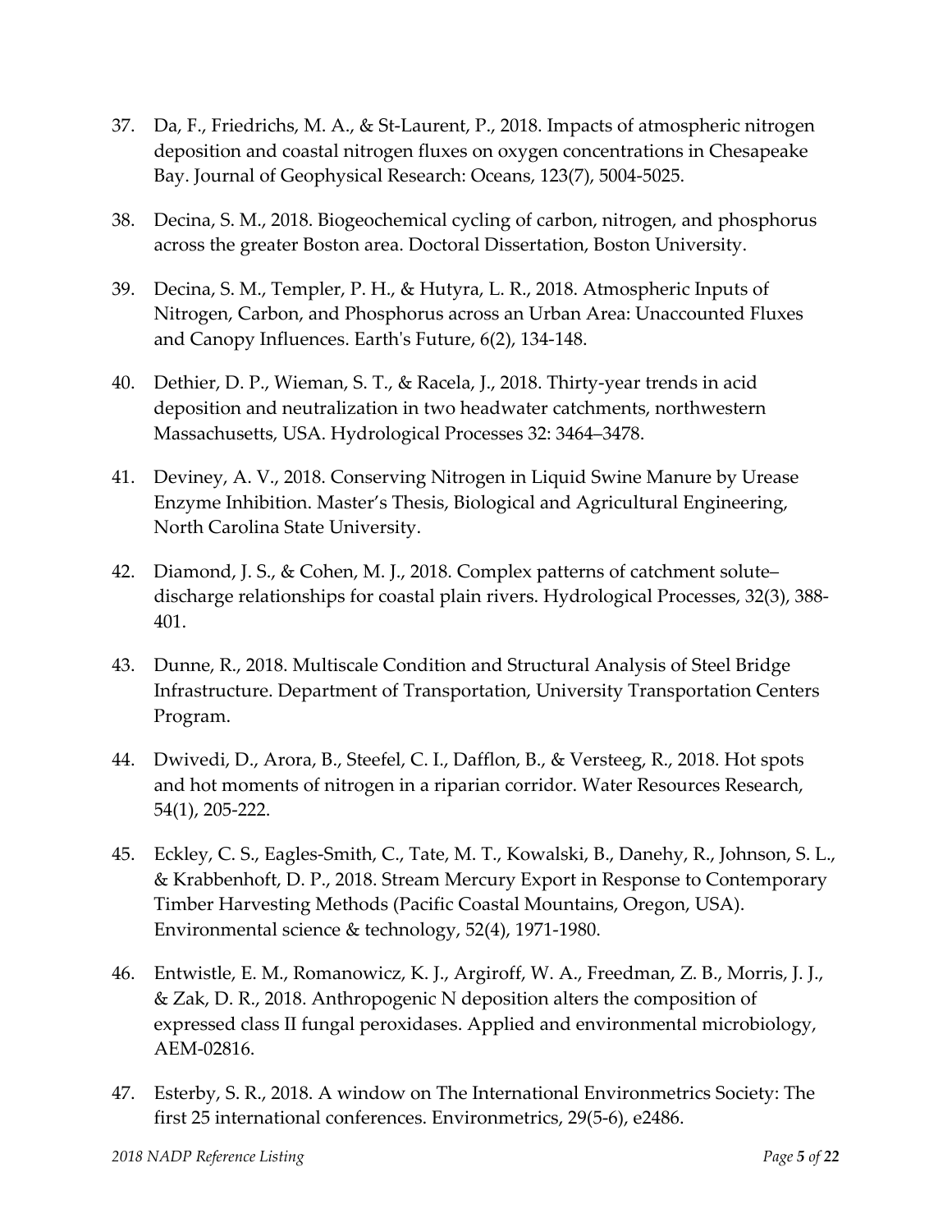37. Da, F., Friedrichs, M. A., & St-Laurent, P., 2018. Impacts of atmospheric nitrogen deposition and coastal nitrogen fluxes on oxygen concentrations in Chesapeake Bay. Journal of Geophysical Research: Oceans, 123(7), 5004-5025.

38. Decina, S. M., 2018. Biogeochemical cycling of carbon, nitrogen, and phosphorus across the greater Boston area. Doctoral Dissertation, Boston University.

39. Decina, S. M., Templer, P. H., & Hutyra, L. R., 2018. Atmospheric Inputs of Nitrogen, Carbon, and Phosphorus across an Urban Area: Unaccounted Fluxes and Canopy Influences. Earth's Future, 6(2), 134-148.

40. Dethier, D. P., Wieman, S. T., & Racela, J., 2018. Thirty-year trends in acid deposition and neutralization in two headwater catchments, northwestern Massachusetts, USA. Hydrological Processes 32: 3464–3478.

41. Deviney, A. V., 2018. Conserving Nitrogen in Liquid Swine Manure by Urease Enzyme Inhibition. Master's Thesis, Biological and Agricultural Engineering, North Carolina State University.

42. Diamond, J. S., & Cohen, M. J., 2018. Complex patterns of catchment solute–discharge relationships for coastal plain rivers. Hydrological Processes, 32(3), 388-401.

43. Dunne, R., 2018. Multiscale Condition and Structural Analysis of Steel Bridge Infrastructure. Department of Transportation, University Transportation Centers Program.

44. Dwivedi, D., Arora, B., Steefel, C. I., Dafflon, B., & Versteeg, R., 2018. Hot spots and hot moments of nitrogen in a riparian corridor. Water Resources Research, 54(1), 205-222.

45. Eckley, C. S., Eagles-Smith, C., Tate, M. T., Kowalski, B., Danehy, R., Johnson, S. L., & Krabbenhoft, D. P., 2018. Stream Mercury Export in Response to Contemporary Timber Harvesting Methods (Pacific Coastal Mountains, Oregon, USA). Environmental science & technology, 52(4), 1971-1980.

46. Entwistle, E. M., Romanowicz, K. J., Argiroff, W. A., Freedman, Z. B., Morris, J. J., & Zak, D. R., 2018. Anthropogenic N deposition alters the composition of expressed class II fungal peroxidases. Applied and environmental microbiology, AEM-02816.

47. Esterby, S. R., 2018. A window on The International Environmetrics Society: The first 25 international conferences. Environmetrics, 29(5-6), e2486.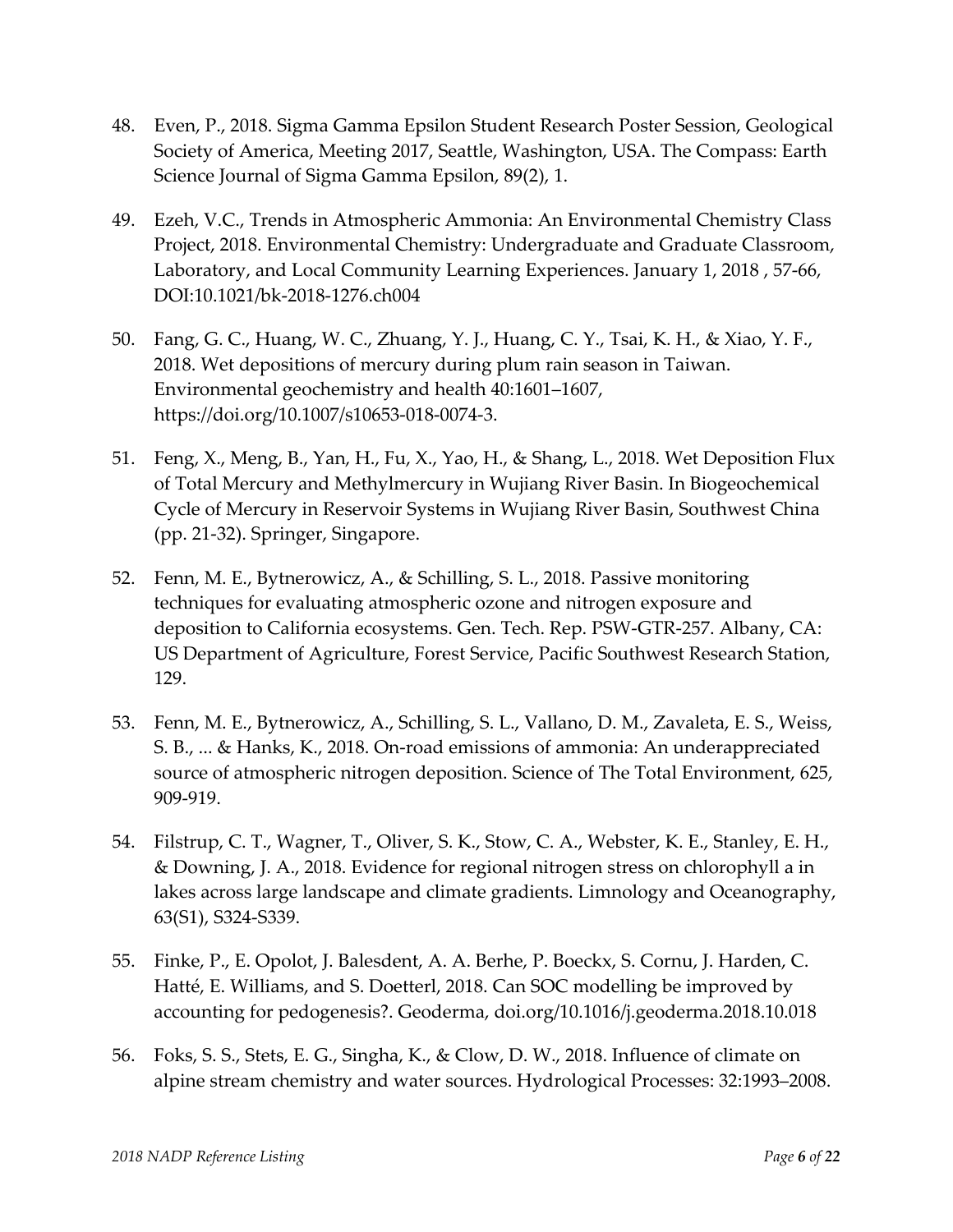48. Even, P., 2018. Sigma Gamma Epsilon Student Research Poster Session, Geological Society of America, Meeting 2017, Seattle, Washington, USA. The Compass: Earth Science Journal of Sigma Gamma Epsilon, 89(2), 1.

49. Ezeh, V.C., Trends in Atmospheric Ammonia: An Environmental Chemistry Class Project, 2018. Environmental Chemistry: Undergraduate and Graduate Classroom, Laboratory, and Local Community Learning Experiences. January 1, 2018 , 57-66, DOI:10.1021/bk-2018-1276.ch004

50. Fang, G. C., Huang, W. C., Zhuang, Y. J., Huang, C. Y., Tsai, K. H., & Xiao, Y. F., 2018. Wet depositions of mercury during plum rain season in Taiwan. Environmental geochemistry and health 40:1601–1607, https://doi.org/10.1007/s10653-018-0074-3.

51. Feng, X., Meng, B., Yan, H., Fu, X., Yao, H., & Shang, L., 2018. Wet Deposition Flux of Total Mercury and Methylmercury in Wujiang River Basin. In Biogeochemical Cycle of Mercury in Reservoir Systems in Wujiang River Basin, Southwest China (pp. 21-32). Springer, Singapore.

52. Fenn, M. E., Bytnerowicz, A., & Schilling, S. L., 2018. Passive monitoring techniques for evaluating atmospheric ozone and nitrogen exposure and deposition to California ecosystems. Gen. Tech. Rep. PSW-GTR-257. Albany, CA: US Department of Agriculture, Forest Service, Pacific Southwest Research Station, 129.

53. Fenn, M. E., Bytnerowicz, A., Schilling, S. L., Vallano, D. M., Zavaleta, E. S., Weiss, S. B., ... & Hanks, K., 2018. On-road emissions of ammonia: An underappreciated source of atmospheric nitrogen deposition. Science of The Total Environment, 625, 909-919.

54. Filstrup, C. T., Wagner, T., Oliver, S. K., Stow, C. A., Webster, K. E., Stanley, E. H., & Downing, J. A., 2018. Evidence for regional nitrogen stress on chlorophyll a in lakes across large landscape and climate gradients. Limnology and Oceanography, 63(S1), S324-S339.

55. Finke, P., E. Opolot, J. Balesdent, A. A. Berhe, P. Boeckx, S. Cornu, J. Harden, C. Hatté, E. Williams, and S. Doetterl, 2018. Can SOC modelling be improved by accounting for pedogenesis?. Geoderma, doi.org/10.1016/j.geoderma.2018.10.018

56. Foks, S. S., Stets, E. G., Singha, K., & Clow, D. W., 2018. Influence of climate on alpine stream chemistry and water sources. Hydrological Processes: 32:1993–2008.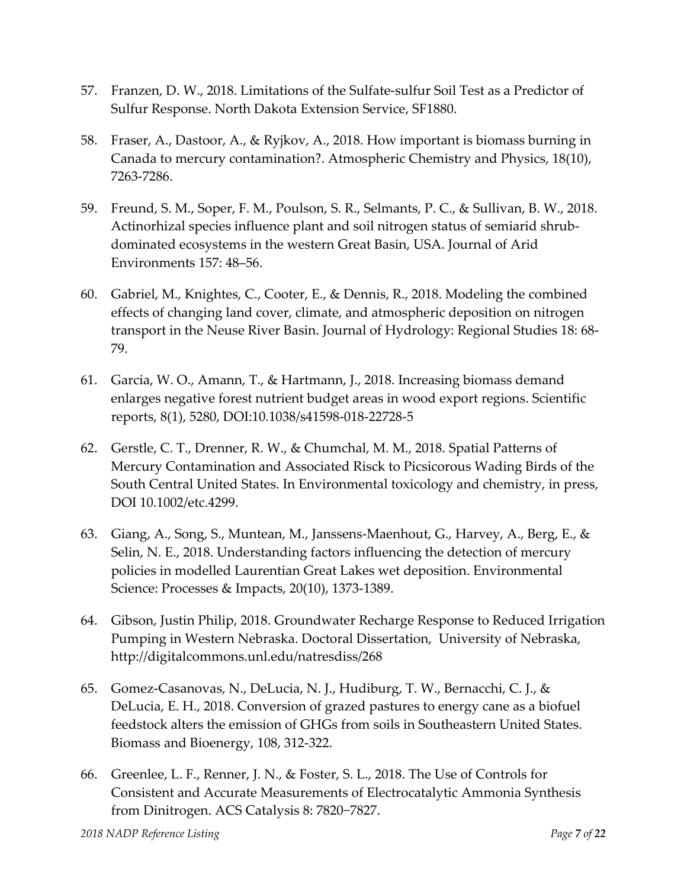57. Franzen, D. W., 2018. Limitations of the Sulfate-sulfur Soil Test as a Predictor of Sulfur Response. North Dakota Extension Service, SF1880.

58. Fraser, A., Dastoor, A., & Ryjkov, A., 2018. How important is biomass burning in Canada to mercury contamination?. Atmospheric Chemistry and Physics, 18(10), 7263-7286.

59. Freund, S. M., Soper, F. M., Poulson, S. R., Selmants, P. C., & Sullivan, B. W., 2018. Actinorhizal species influence plant and soil nitrogen status of semiarid shrub-dominated ecosystems in the western Great Basin, USA. Journal of Arid Environments 157: 48–56.

60. Gabriel, M., Knightes, C., Cooter, E., & Dennis, R., 2018. Modeling the combined effects of changing land cover, climate, and atmospheric deposition on nitrogen transport in the Neuse River Basin. Journal of Hydrology: Regional Studies 18: 68-79.

61. Garcia, W. O., Amann, T., & Hartmann, J., 2018. Increasing biomass demand enlarges negative forest nutrient budget areas in wood export regions. Scientific reports, 8(1), 5280, DOI:10.1038/s41598-018-22728-5

62. Gerstle, C. T., Drenner, R. W., & Chumchal, M. M., 2018. Spatial Patterns of Mercury Contamination and Associated Risck to Picsicorous Wading Birds of the South Central United States. In Environmental toxicology and chemistry, in press, DOI 10.1002/etc.4299.

63. Giang, A., Song, S., Muntean, M., Janssens-Maenhout, G., Harvey, A., Berg, E., & Selin, N. E., 2018. Understanding factors influencing the detection of mercury policies in modelled Laurentian Great Lakes wet deposition. Environmental Science: Processes & Impacts, 20(10), 1373-1389.

64. Gibson, Justin Philip, 2018. Groundwater Recharge Response to Reduced Irrigation Pumping in Western Nebraska. Doctoral Dissertation, University of Nebraska, http://digitalcommons.unl.edu/natresdiss/268

65. Gomez-Casanovas, N., DeLucia, N. J., Hudiburg, T. W., Bernacchi, C. J., & DeLucia, E. H., 2018. Conversion of grazed pastures to energy cane as a biofuel feedstock alters the emission of GHGs from soils in Southeastern United States. Biomass and Bioenergy, 108, 312-322.

66. Greenlee, L. F., Renner, J. N., & Foster, S. L., 2018. The Use of Controls for Consistent and Accurate Measurements of Electrocatalytic Ammonia Synthesis from Dinitrogen. ACS Catalysis 8: 7820–7827.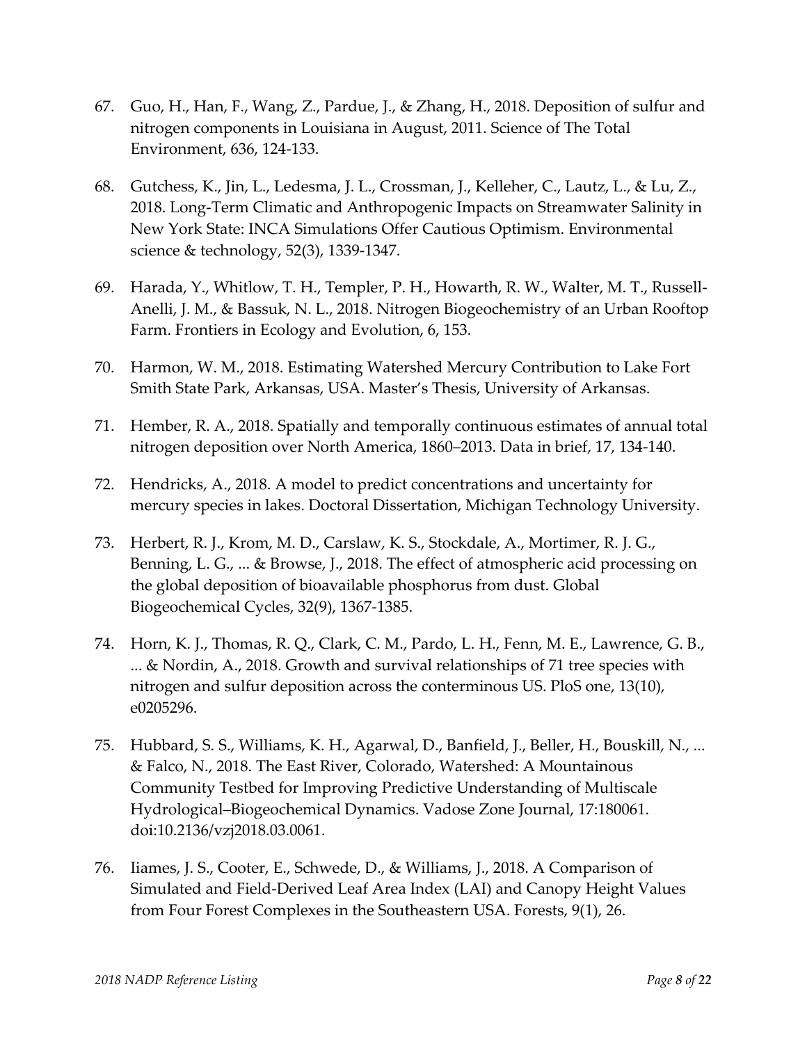67. Guo, H., Han, F., Wang, Z., Pardue, J., & Zhang, H., 2018. Deposition of sulfur and nitrogen components in Louisiana in August, 2011. Science of The Total Environment, 636, 124-133.

68. Gutchess, K., Jin, L., Ledesma, J. L., Crossman, J., Kelleher, C., Lautz, L., & Lu, Z., 2018. Long-Term Climatic and Anthropogenic Impacts on Streamwater Salinity in New York State: INCA Simulations Offer Cautious Optimism. Environmental science & technology, 52(3), 1339-1347.

69. Harada, Y., Whitlow, T. H., Templer, P. H., Howarth, R. W., Walter, M. T., Russell-Anelli, J. M., & Bassuk, N. L., 2018. Nitrogen Biogeochemistry of an Urban Rooftop Farm. Frontiers in Ecology and Evolution, 6, 153.

70. Harmon, W. M., 2018. Estimating Watershed Mercury Contribution to Lake Fort Smith State Park, Arkansas, USA. Master's Thesis, University of Arkansas.

71. Hember, R. A., 2018. Spatially and temporally continuous estimates of annual total nitrogen deposition over North America, 1860–2013. Data in brief, 17, 134-140.

72. Hendricks, A., 2018. A model to predict concentrations and uncertainty for mercury species in lakes. Doctoral Dissertation, Michigan Technology University.

73. Herbert, R. J., Krom, M. D., Carslaw, K. S., Stockdale, A., Mortimer, R. J. G., Benning, L. G., ... & Browse, J., 2018. The effect of atmospheric acid processing on the global deposition of bioavailable phosphorus from dust. Global Biogeochemical Cycles, 32(9), 1367-1385.

74. Horn, K. J., Thomas, R. Q., Clark, C. M., Pardo, L. H., Fenn, M. E., Lawrence, G. B., ... & Nordin, A., 2018. Growth and survival relationships of 71 tree species with nitrogen and sulfur deposition across the conterminous US. PloS one, 13(10), e0205296.

75. Hubbard, S. S., Williams, K. H., Agarwal, D., Banfield, J., Beller, H., Bouskill, N., ... & Falco, N., 2018. The East River, Colorado, Watershed: A Mountainous Community Testbed for Improving Predictive Understanding of Multiscale Hydrological–Biogeochemical Dynamics. Vadose Zone Journal, 17:180061. doi:10.2136/vzj2018.03.0061.

76. Iiames, J. S., Cooter, E., Schwede, D., & Williams, J., 2018. A Comparison of Simulated and Field-Derived Leaf Area Index (LAI) and Canopy Height Values from Four Forest Complexes in the Southeastern USA. Forests, 9(1), 26.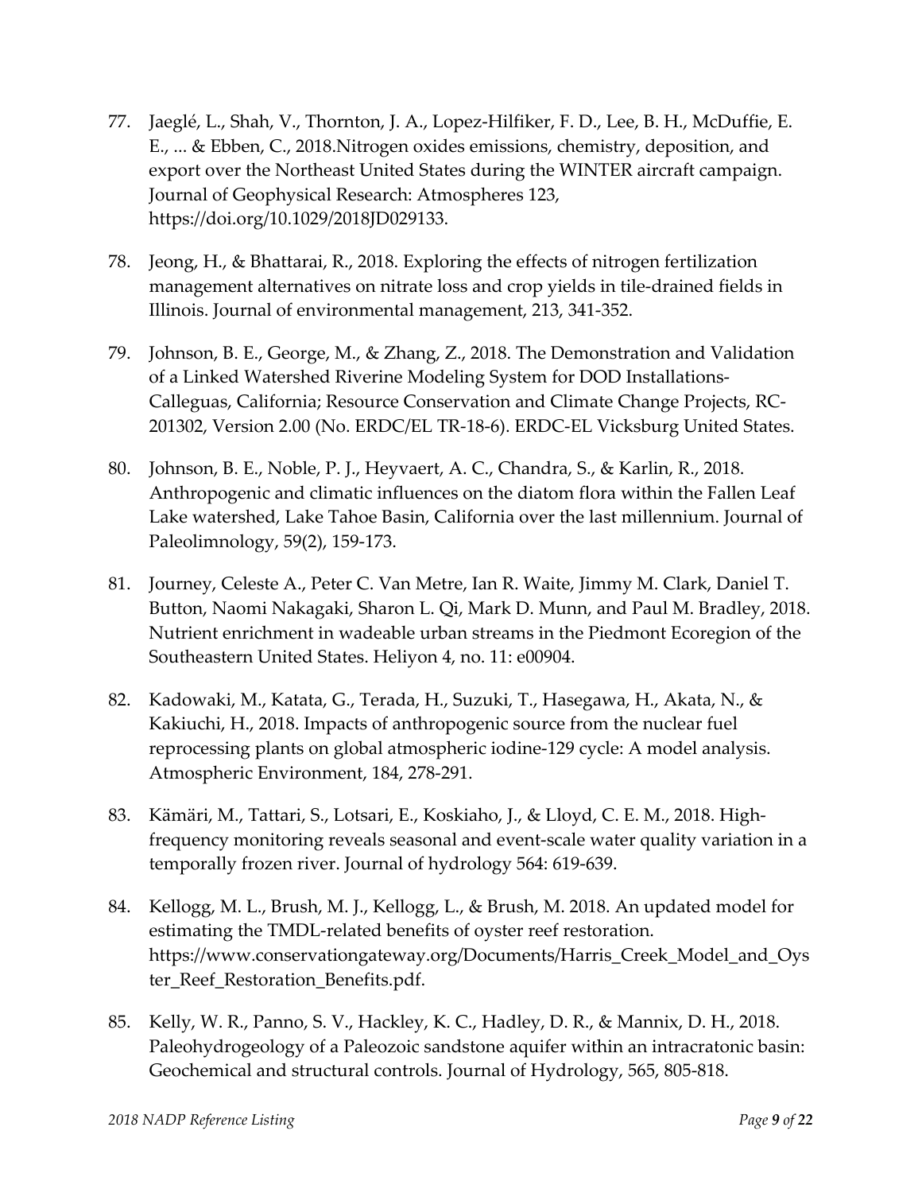77. Jaeglé, L., Shah, V., Thornton, J. A., Lopez-Hilfiker, F. D., Lee, B. H., McDuffie, E. E., ... & Ebben, C., 2018.Nitrogen oxides emissions, chemistry, deposition, and export over the Northeast United States during the WINTER aircraft campaign. Journal of Geophysical Research: Atmospheres 123, https://doi.org/10.1029/2018JD029133.

78. Jeong, H., & Bhattarai, R., 2018. Exploring the effects of nitrogen fertilization management alternatives on nitrate loss and crop yields in tile-drained fields in Illinois. Journal of environmental management, 213, 341-352.

79. Johnson, B. E., George, M., & Zhang, Z., 2018. The Demonstration and Validation of a Linked Watershed Riverine Modeling System for DOD Installations-Calleguas, California; Resource Conservation and Climate Change Projects, RC-201302, Version 2.00 (No. ERDC/EL TR-18-6). ERDC-EL Vicksburg United States.

80. Johnson, B. E., Noble, P. J., Heyvaert, A. C., Chandra, S., & Karlin, R., 2018. Anthropogenic and climatic influences on the diatom flora within the Fallen Leaf Lake watershed, Lake Tahoe Basin, California over the last millennium. Journal of Paleolimnology, 59(2), 159-173.

81. Journey, Celeste A., Peter C. Van Metre, Ian R. Waite, Jimmy M. Clark, Daniel T. Button, Naomi Nakagaki, Sharon L. Qi, Mark D. Munn, and Paul M. Bradley, 2018. Nutrient enrichment in wadeable urban streams in the Piedmont Ecoregion of the Southeastern United States. Heliyon 4, no. 11: e00904.

82. Kadowaki, M., Katata, G., Terada, H., Suzuki, T., Hasegawa, H., Akata, N., & Kakiuchi, H., 2018. Impacts of anthropogenic source from the nuclear fuel reprocessing plants on global atmospheric iodine-129 cycle: A model analysis. Atmospheric Environment, 184, 278-291.

83. Kämäri, M., Tattari, S., Lotsari, E., Koskiaho, J., & Lloyd, C. E. M., 2018. High-frequency monitoring reveals seasonal and event-scale water quality variation in a temporally frozen river. Journal of hydrology 564: 619-639.

84. Kellogg, M. L., Brush, M. J., Kellogg, L., & Brush, M. 2018. An updated model for estimating the TMDL-related benefits of oyster reef restoration. https://www.conservationgateway.org/Documents/Harris_Creek_Model_and_Oyster_Reef_Restoration_Benefits.pdf.

85. Kelly, W. R., Panno, S. V., Hackley, K. C., Hadley, D. R., & Mannix, D. H., 2018. Paleohydrogeology of a Paleozoic sandstone aquifer within an intracratonic basin: Geochemical and structural controls. Journal of Hydrology, 565, 805-818.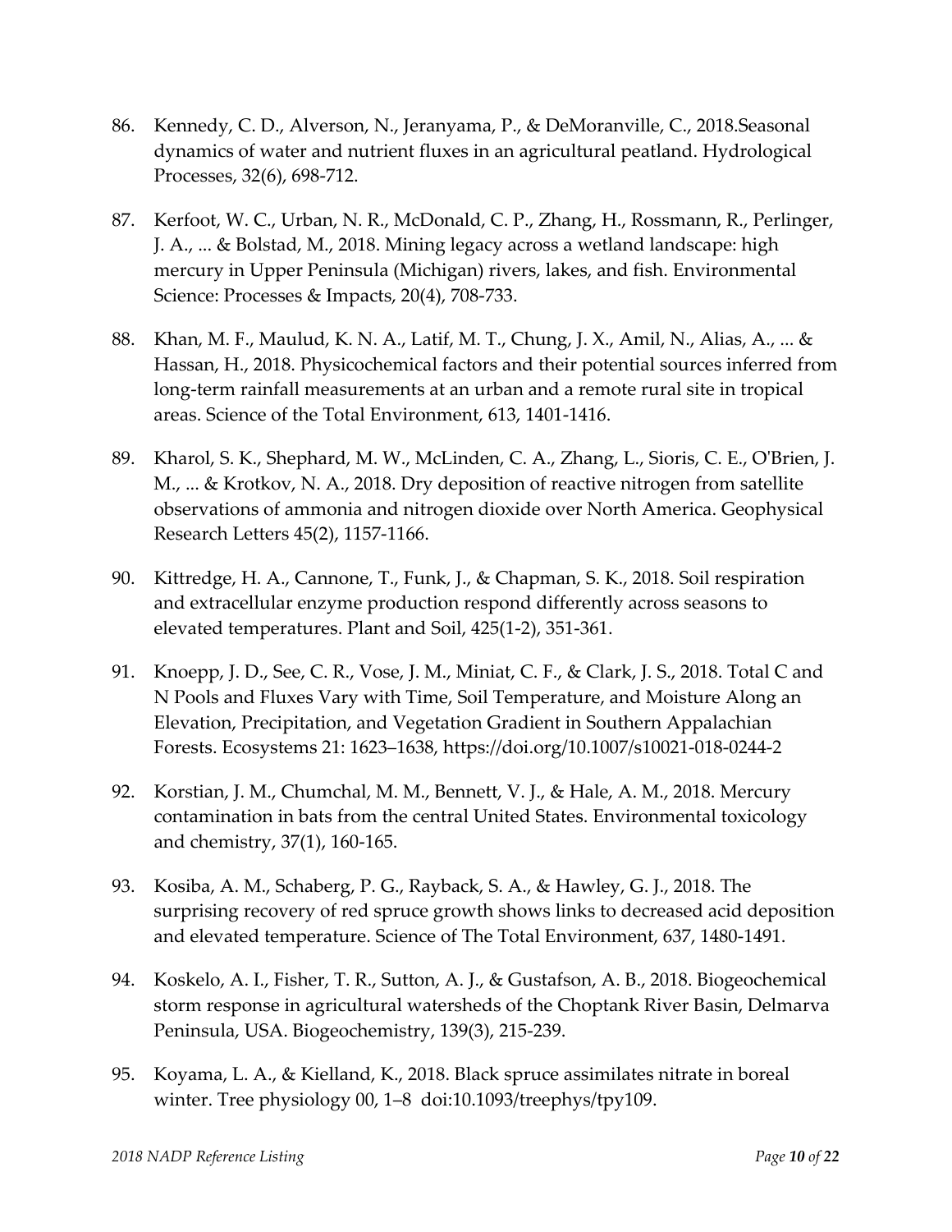86. Kennedy, C. D., Alverson, N., Jeranyama, P., & DeMoranville, C., 2018.Seasonal dynamics of water and nutrient fluxes in an agricultural peatland. Hydrological Processes, 32(6), 698-712.

87. Kerfoot, W. C., Urban, N. R., McDonald, C. P., Zhang, H., Rossmann, R., Perlinger, J. A., ... & Bolstad, M., 2018. Mining legacy across a wetland landscape: high mercury in Upper Peninsula (Michigan) rivers, lakes, and fish. Environmental Science: Processes & Impacts, 20(4), 708-733.

88. Khan, M. F., Maulud, K. N. A., Latif, M. T., Chung, J. X., Amil, N., Alias, A., ... & Hassan, H., 2018. Physicochemical factors and their potential sources inferred from long-term rainfall measurements at an urban and a remote rural site in tropical areas. Science of the Total Environment, 613, 1401-1416.

89. Kharol, S. K., Shephard, M. W., McLinden, C. A., Zhang, L., Sioris, C. E., O'Brien, J. M., ... & Krotkov, N. A., 2018. Dry deposition of reactive nitrogen from satellite observations of ammonia and nitrogen dioxide over North America. Geophysical Research Letters 45(2), 1157-1166.

90. Kittredge, H. A., Cannone, T., Funk, J., & Chapman, S. K., 2018. Soil respiration and extracellular enzyme production respond differently across seasons to elevated temperatures. Plant and Soil, 425(1-2), 351-361.

91. Knoepp, J. D., See, C. R., Vose, J. M., Miniat, C. F., & Clark, J. S., 2018. Total C and N Pools and Fluxes Vary with Time, Soil Temperature, and Moisture Along an Elevation, Precipitation, and Vegetation Gradient in Southern Appalachian Forests. Ecosystems 21: 1623–1638, https://doi.org/10.1007/s10021-018-0244-2

92. Korstian, J. M., Chumchal, M. M., Bennett, V. J., & Hale, A. M., 2018. Mercury contamination in bats from the central United States. Environmental toxicology and chemistry, 37(1), 160-165.

93. Kosiba, A. M., Schaberg, P. G., Rayback, S. A., & Hawley, G. J., 2018. The surprising recovery of red spruce growth shows links to decreased acid deposition and elevated temperature. Science of The Total Environment, 637, 1480-1491.

94. Koskelo, A. I., Fisher, T. R., Sutton, A. J., & Gustafson, A. B., 2018. Biogeochemical storm response in agricultural watersheds of the Choptank River Basin, Delmarva Peninsula, USA. Biogeochemistry, 139(3), 215-239.

95. Koyama, L. A., & Kielland, K., 2018. Black spruce assimilates nitrate in boreal winter. Tree physiology 00, 1–8 doi:10.1093/treephys/tpy109.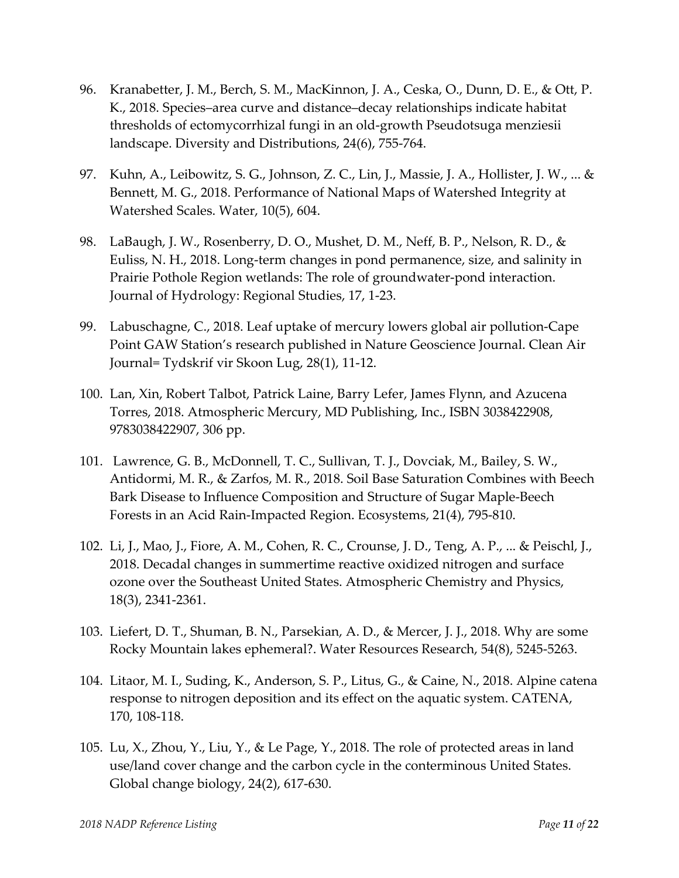96. Kranabetter, J. M., Berch, S. M., MacKinnon, J. A., Ceska, O., Dunn, D. E., & Ott, P. K., 2018. Species–area curve and distance–decay relationships indicate habitat thresholds of ectomycorrhizal fungi in an old-growth Pseudotsuga menziesii landscape. Diversity and Distributions, 24(6), 755-764.

97. Kuhn, A., Leibowitz, S. G., Johnson, Z. C., Lin, J., Massie, J. A., Hollister, J. W., ... & Bennett, M. G., 2018. Performance of National Maps of Watershed Integrity at Watershed Scales. Water, 10(5), 604.

98. LaBaugh, J. W., Rosenberry, D. O., Mushet, D. M., Neff, B. P., Nelson, R. D., & Euliss, N. H., 2018. Long-term changes in pond permanence, size, and salinity in Prairie Pothole Region wetlands: The role of groundwater-pond interaction. Journal of Hydrology: Regional Studies, 17, 1-23.

99. Labuschagne, C., 2018. Leaf uptake of mercury lowers global air pollution-Cape Point GAW Station's research published in Nature Geoscience Journal. Clean Air Journal= Tydskrif vir Skoon Lug, 28(1), 11-12.

100. Lan, Xin, Robert Talbot, Patrick Laine, Barry Lefer, James Flynn, and Azucena Torres, 2018. Atmospheric Mercury, MD Publishing, Inc., ISBN 3038422908, 9783038422907, 306 pp.

101. Lawrence, G. B., McDonnell, T. C., Sullivan, T. J., Dovciak, M., Bailey, S. W., Antidormi, M. R., & Zarfos, M. R., 2018. Soil Base Saturation Combines with Beech Bark Disease to Influence Composition and Structure of Sugar Maple-Beech Forests in an Acid Rain-Impacted Region. Ecosystems, 21(4), 795-810.

102. Li, J., Mao, J., Fiore, A. M., Cohen, R. C., Crounse, J. D., Teng, A. P., ... & Peischl, J., 2018. Decadal changes in summertime reactive oxidized nitrogen and surface ozone over the Southeast United States. Atmospheric Chemistry and Physics, 18(3), 2341-2361.

103. Liefert, D. T., Shuman, B. N., Parsekian, A. D., & Mercer, J. J., 2018. Why are some Rocky Mountain lakes ephemeral?. Water Resources Research, 54(8), 5245-5263.

104. Litaor, M. I., Suding, K., Anderson, S. P., Litus, G., & Caine, N., 2018. Alpine catena response to nitrogen deposition and its effect on the aquatic system. CATENA, 170, 108-118.

105. Lu, X., Zhou, Y., Liu, Y., & Le Page, Y., 2018. The role of protected areas in land use/land cover change and the carbon cycle in the conterminous United States. Global change biology, 24(2), 617-630.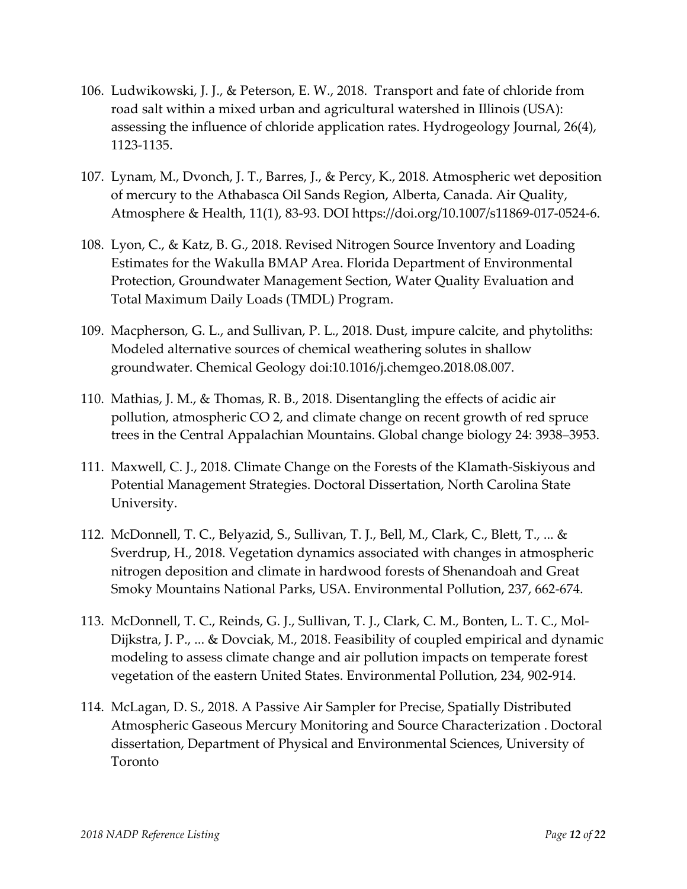106. Ludwikowski, J. J., & Peterson, E. W., 2018. Transport and fate of chloride from road salt within a mixed urban and agricultural watershed in Illinois (USA): assessing the influence of chloride application rates. Hydrogeology Journal, 26(4), 1123-1135.

107. Lynam, M., Dvonch, J. T., Barres, J., & Percy, K., 2018. Atmospheric wet deposition of mercury to the Athabasca Oil Sands Region, Alberta, Canada. Air Quality, Atmosphere & Health, 11(1), 83-93. DOI https://doi.org/10.1007/s11869-017-0524-6.

108. Lyon, C., & Katz, B. G., 2018. Revised Nitrogen Source Inventory and Loading Estimates for the Wakulla BMAP Area. Florida Department of Environmental Protection, Groundwater Management Section, Water Quality Evaluation and Total Maximum Daily Loads (TMDL) Program.

109. Macpherson, G. L., and Sullivan, P. L., 2018. Dust, impure calcite, and phytoliths: Modeled alternative sources of chemical weathering solutes in shallow groundwater. Chemical Geology doi:10.1016/j.chemgeo.2018.08.007.

110. Mathias, J. M., & Thomas, R. B., 2018. Disentangling the effects of acidic air pollution, atmospheric CO 2, and climate change on recent growth of red spruce trees in the Central Appalachian Mountains. Global change biology 24: 3938–3953.

111. Maxwell, C. J., 2018. Climate Change on the Forests of the Klamath-Siskiyous and Potential Management Strategies. Doctoral Dissertation, North Carolina State University.

112. McDonnell, T. C., Belyazid, S., Sullivan, T. J., Bell, M., Clark, C., Blett, T., ... & Sverdrup, H., 2018. Vegetation dynamics associated with changes in atmospheric nitrogen deposition and climate in hardwood forests of Shenandoah and Great Smoky Mountains National Parks, USA. Environmental Pollution, 237, 662-674.

113. McDonnell, T. C., Reinds, G. J., Sullivan, T. J., Clark, C. M., Bonten, L. T. C., Mol-Dijkstra, J. P., ... & Dovciak, M., 2018. Feasibility of coupled empirical and dynamic modeling to assess climate change and air pollution impacts on temperate forest vegetation of the eastern United States. Environmental Pollution, 234, 902-914.

114. McLagan, D. S., 2018. A Passive Air Sampler for Precise, Spatially Distributed Atmospheric Gaseous Mercury Monitoring and Source Characterization . Doctoral dissertation, Department of Physical and Environmental Sciences, University of Toronto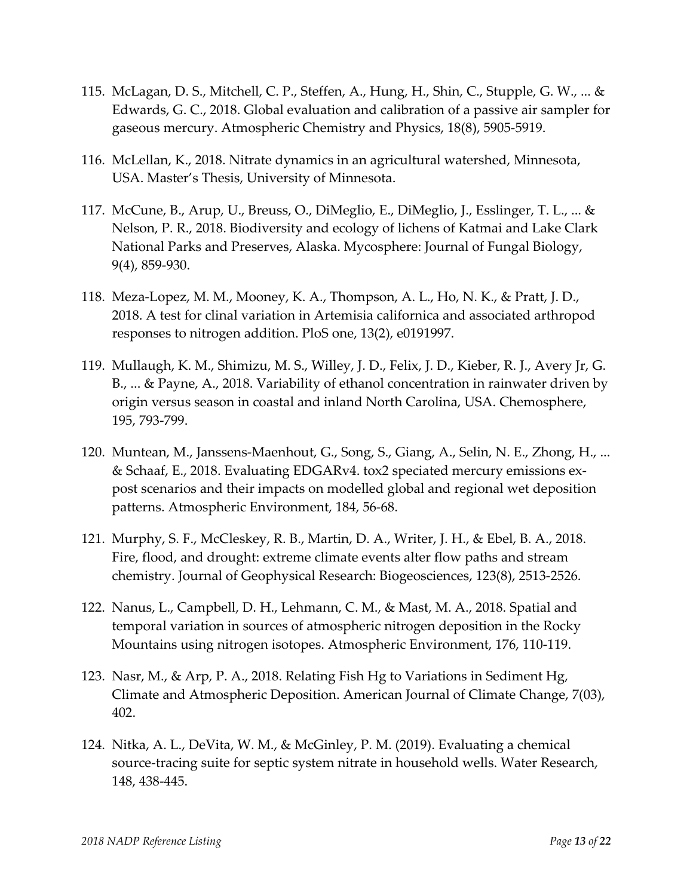115. McLagan, D. S., Mitchell, C. P., Steffen, A., Hung, H., Shin, C., Stupple, G. W., ... & Edwards, G. C., 2018. Global evaluation and calibration of a passive air sampler for gaseous mercury. Atmospheric Chemistry and Physics, 18(8), 5905-5919.

116. McLellan, K., 2018. Nitrate dynamics in an agricultural watershed, Minnesota, USA. Master's Thesis, University of Minnesota.

117. McCune, B., Arup, U., Breuss, O., DiMeglio, E., DiMeglio, J., Esslinger, T. L., ... & Nelson, P. R., 2018. Biodiversity and ecology of lichens of Katmai and Lake Clark National Parks and Preserves, Alaska. Mycosphere: Journal of Fungal Biology, 9(4), 859-930.

118. Meza-Lopez, M. M., Mooney, K. A., Thompson, A. L., Ho, N. K., & Pratt, J. D., 2018. A test for clinal variation in Artemisia californica and associated arthropod responses to nitrogen addition. PloS one, 13(2), e0191997.

119. Mullaugh, K. M., Shimizu, M. S., Willey, J. D., Felix, J. D., Kieber, R. J., Avery Jr, G. B., ... & Payne, A., 2018. Variability of ethanol concentration in rainwater driven by origin versus season in coastal and inland North Carolina, USA. Chemosphere, 195, 793-799.

120. Muntean, M., Janssens-Maenhout, G., Song, S., Giang, A., Selin, N. E., Zhong, H., ... & Schaaf, E., 2018. Evaluating EDGARv4. tox2 speciated mercury emissions ex-post scenarios and their impacts on modelled global and regional wet deposition patterns. Atmospheric Environment, 184, 56-68.

121. Murphy, S. F., McCleskey, R. B., Martin, D. A., Writer, J. H., & Ebel, B. A., 2018. Fire, flood, and drought: extreme climate events alter flow paths and stream chemistry. Journal of Geophysical Research: Biogeosciences, 123(8), 2513-2526.

122. Nanus, L., Campbell, D. H., Lehmann, C. M., & Mast, M. A., 2018. Spatial and temporal variation in sources of atmospheric nitrogen deposition in the Rocky Mountains using nitrogen isotopes. Atmospheric Environment, 176, 110-119.

123. Nasr, M., & Arp, P. A., 2018. Relating Fish Hg to Variations in Sediment Hg, Climate and Atmospheric Deposition. American Journal of Climate Change, 7(03), 402.

124. Nitka, A. L., DeVita, W. M., & McGinley, P. M. (2019). Evaluating a chemical source-tracing suite for septic system nitrate in household wells. Water Research, 148, 438-445.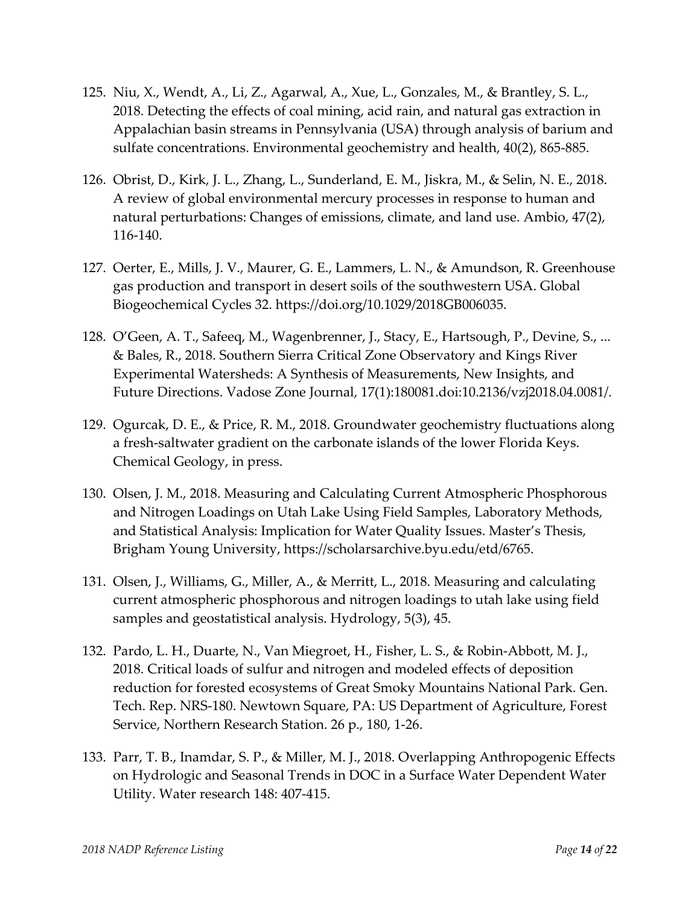125. Niu, X., Wendt, A., Li, Z., Agarwal, A., Xue, L., Gonzales, M., & Brantley, S. L., 2018. Detecting the effects of coal mining, acid rain, and natural gas extraction in Appalachian basin streams in Pennsylvania (USA) through analysis of barium and sulfate concentrations. Environmental geochemistry and health, 40(2), 865-885.

126. Obrist, D., Kirk, J. L., Zhang, L., Sunderland, E. M., Jiskra, M., & Selin, N. E., 2018. A review of global environmental mercury processes in response to human and natural perturbations: Changes of emissions, climate, and land use. Ambio, 47(2), 116-140.

127. Oerter, E., Mills, J. V., Maurer, G. E., Lammers, L. N., & Amundson, R. Greenhouse gas production and transport in desert soils of the southwestern USA. Global Biogeochemical Cycles 32. https://doi.org/10.1029/2018GB006035.

128. O'Geen, A. T., Safeeq, M., Wagenbrenner, J., Stacy, E., Hartsough, P., Devine, S., ... & Bales, R., 2018. Southern Sierra Critical Zone Observatory and Kings River Experimental Watersheds: A Synthesis of Measurements, New Insights, and Future Directions. Vadose Zone Journal, 17(1):180081.doi:10.2136/vzj2018.04.0081/.

129. Ogurcak, D. E., & Price, R. M., 2018. Groundwater geochemistry fluctuations along a fresh-saltwater gradient on the carbonate islands of the lower Florida Keys. Chemical Geology, in press.

130. Olsen, J. M., 2018. Measuring and Calculating Current Atmospheric Phosphorous and Nitrogen Loadings on Utah Lake Using Field Samples, Laboratory Methods, and Statistical Analysis: Implication for Water Quality Issues. Master's Thesis, Brigham Young University, https://scholarsarchive.byu.edu/etd/6765.

131. Olsen, J., Williams, G., Miller, A., & Merritt, L., 2018. Measuring and calculating current atmospheric phosphorous and nitrogen loadings to utah lake using field samples and geostatistical analysis. Hydrology, 5(3), 45.

132. Pardo, L. H., Duarte, N., Van Miegroet, H., Fisher, L. S., & Robin-Abbott, M. J., 2018. Critical loads of sulfur and nitrogen and modeled effects of deposition reduction for forested ecosystems of Great Smoky Mountains National Park. Gen. Tech. Rep. NRS-180. Newtown Square, PA: US Department of Agriculture, Forest Service, Northern Research Station. 26 p., 180, 1-26.

133. Parr, T. B., Inamdar, S. P., & Miller, M. J., 2018. Overlapping Anthropogenic Effects on Hydrologic and Seasonal Trends in DOC in a Surface Water Dependent Water Utility. Water research 148: 407-415.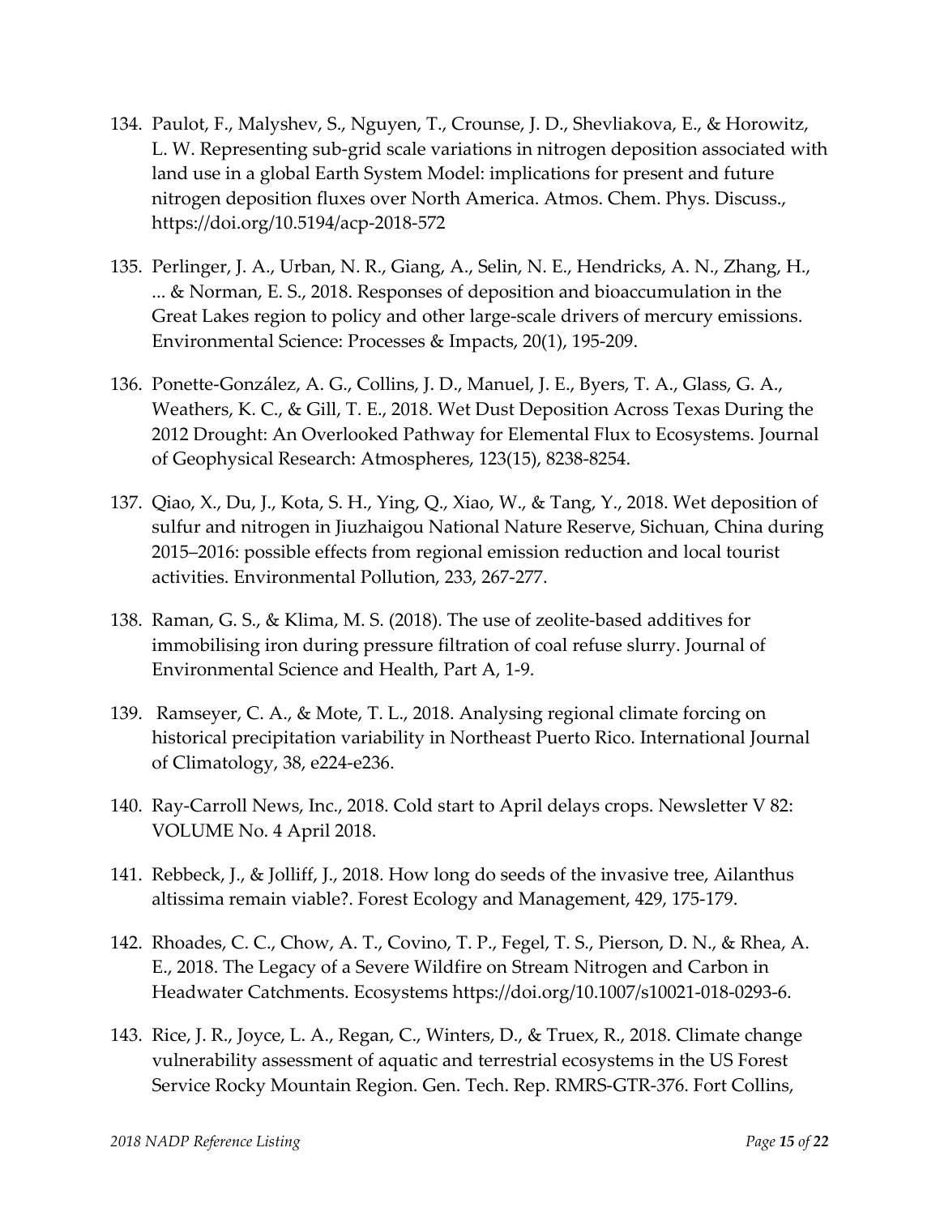134. Paulot, F., Malyshev, S., Nguyen, T., Crounse, J. D., Shevliakova, E., & Horowitz, L. W. Representing sub-grid scale variations in nitrogen deposition associated with land use in a global Earth System Model: implications for present and future nitrogen deposition fluxes over North America. Atmos. Chem. Phys. Discuss., https://doi.org/10.5194/acp-2018-572

135. Perlinger, J. A., Urban, N. R., Giang, A., Selin, N. E., Hendricks, A. N., Zhang, H., ... & Norman, E. S., 2018. Responses of deposition and bioaccumulation in the Great Lakes region to policy and other large-scale drivers of mercury emissions. Environmental Science: Processes & Impacts, 20(1), 195-209.

136. Ponette-González, A. G., Collins, J. D., Manuel, J. E., Byers, T. A., Glass, G. A., Weathers, K. C., & Gill, T. E., 2018. Wet Dust Deposition Across Texas During the 2012 Drought: An Overlooked Pathway for Elemental Flux to Ecosystems. Journal of Geophysical Research: Atmospheres, 123(15), 8238-8254.

137. Qiao, X., Du, J., Kota, S. H., Ying, Q., Xiao, W., & Tang, Y., 2018. Wet deposition of sulfur and nitrogen in Jiuzhaigou National Nature Reserve, Sichuan, China during 2015–2016: possible effects from regional emission reduction and local tourist activities. Environmental Pollution, 233, 267-277.

138. Raman, G. S., & Klima, M. S. (2018). The use of zeolite-based additives for immobilising iron during pressure filtration of coal refuse slurry. Journal of Environmental Science and Health, Part A, 1-9.

139. Ramseyer, C. A., & Mote, T. L., 2018. Analysing regional climate forcing on historical precipitation variability in Northeast Puerto Rico. International Journal of Climatology, 38, e224-e236.

140. Ray-Carroll News, Inc., 2018. Cold start to April delays crops. Newsletter V 82: VOLUME No. 4 April 2018.

141. Rebbeck, J., & Jolliff, J., 2018. How long do seeds of the invasive tree, Ailanthus altissima remain viable?. Forest Ecology and Management, 429, 175-179.

142. Rhoades, C. C., Chow, A. T., Covino, T. P., Fegel, T. S., Pierson, D. N., & Rhea, A. E., 2018. The Legacy of a Severe Wildfire on Stream Nitrogen and Carbon in Headwater Catchments. Ecosystems https://doi.org/10.1007/s10021-018-0293-6.

143. Rice, J. R., Joyce, L. A., Regan, C., Winters, D., & Truex, R., 2018. Climate change vulnerability assessment of aquatic and terrestrial ecosystems in the US Forest Service Rocky Mountain Region. Gen. Tech. Rep. RMRS-GTR-376. Fort Collins,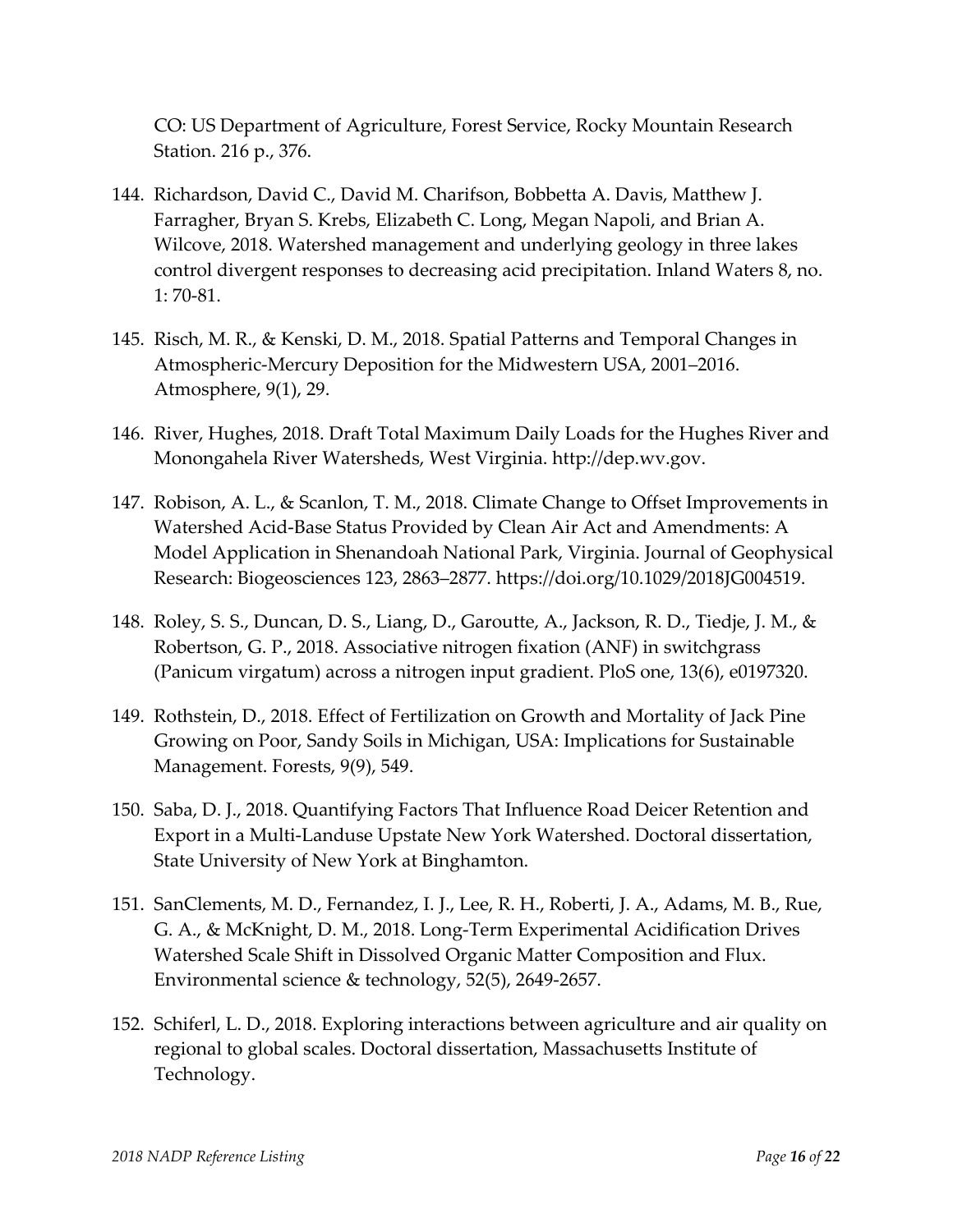CO: US Department of Agriculture, Forest Service, Rocky Mountain Research Station. 216 p., 376.

144. Richardson, David C., David M. Charifson, Bobbetta A. Davis, Matthew J. Farragher, Bryan S. Krebs, Elizabeth C. Long, Megan Napoli, and Brian A. Wilcove, 2018. Watershed management and underlying geology in three lakes control divergent responses to decreasing acid precipitation. Inland Waters 8, no. 1: 70-81.

145. Risch, M. R., & Kenski, D. M., 2018. Spatial Patterns and Temporal Changes in Atmospheric-Mercury Deposition for the Midwestern USA, 2001–2016. Atmosphere, 9(1), 29.

146. River, Hughes, 2018. Draft Total Maximum Daily Loads for the Hughes River and Monongahela River Watersheds, West Virginia. http://dep.wv.gov.

147. Robison, A. L., & Scanlon, T. M., 2018. Climate Change to Offset Improvements in Watershed Acid-Base Status Provided by Clean Air Act and Amendments: A Model Application in Shenandoah National Park, Virginia. Journal of Geophysical Research: Biogeosciences 123, 2863–2877. https://doi.org/10.1029/2018JG004519.

148. Roley, S. S., Duncan, D. S., Liang, D., Garoutte, A., Jackson, R. D., Tiedje, J. M., & Robertson, G. P., 2018. Associative nitrogen fixation (ANF) in switchgrass (Panicum virgatum) across a nitrogen input gradient. PloS one, 13(6), e0197320.

149. Rothstein, D., 2018. Effect of Fertilization on Growth and Mortality of Jack Pine Growing on Poor, Sandy Soils in Michigan, USA: Implications for Sustainable Management. Forests, 9(9), 549.

150. Saba, D. J., 2018. Quantifying Factors That Influence Road Deicer Retention and Export in a Multi-Landuse Upstate New York Watershed. Doctoral dissertation, State University of New York at Binghamton.

151. SanClements, M. D., Fernandez, I. J., Lee, R. H., Roberti, J. A., Adams, M. B., Rue, G. A., & McKnight, D. M., 2018. Long-Term Experimental Acidification Drives Watershed Scale Shift in Dissolved Organic Matter Composition and Flux. Environmental science & technology, 52(5), 2649-2657.

152. Schiferl, L. D., 2018. Exploring interactions between agriculture and air quality on regional to global scales. Doctoral dissertation, Massachusetts Institute of Technology.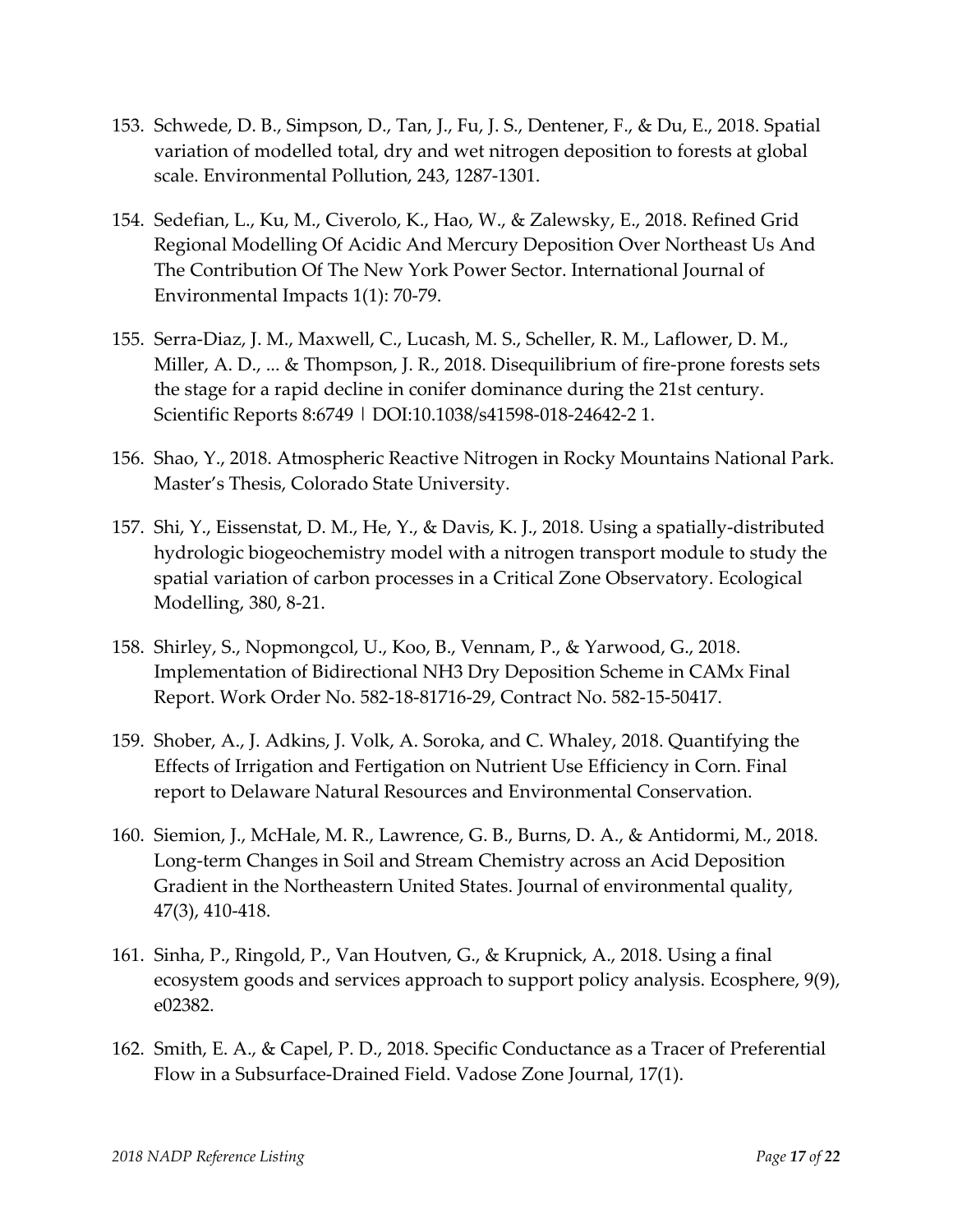153. Schwede, D. B., Simpson, D., Tan, J., Fu, J. S., Dentener, F., & Du, E., 2018. Spatial variation of modelled total, dry and wet nitrogen deposition to forests at global scale. Environmental Pollution, 243, 1287-1301.

154. Sedefian, L., Ku, M., Civerolo, K., Hao, W., & Zalewsky, E., 2018. Refined Grid Regional Modelling Of Acidic And Mercury Deposition Over Northeast Us And The Contribution Of The New York Power Sector. International Journal of Environmental Impacts 1(1): 70-79.

155. Serra-Diaz, J. M., Maxwell, C., Lucash, M. S., Scheller, R. M., Laflower, D. M., Miller, A. D., ... & Thompson, J. R., 2018. Disequilibrium of fire-prone forests sets the stage for a rapid decline in conifer dominance during the 21st century. Scientific Reports 8:6749 | DOI:10.1038/s41598-018-24642-2 1.

156. Shao, Y., 2018. Atmospheric Reactive Nitrogen in Rocky Mountains National Park. Master's Thesis, Colorado State University.

157. Shi, Y., Eissenstat, D. M., He, Y., & Davis, K. J., 2018. Using a spatially-distributed hydrologic biogeochemistry model with a nitrogen transport module to study the spatial variation of carbon processes in a Critical Zone Observatory. Ecological Modelling, 380, 8-21.

158. Shirley, S., Nopmongcol, U., Koo, B., Vennam, P., & Yarwood, G., 2018. Implementation of Bidirectional $NH_3$ Dry Deposition Scheme in CAMx Final Report. Work Order No. 582-18-81716-29, Contract No. 582-15-50417.

159. Shober, A., J. Adkins, J. Volk, A. Soroka, and C. Whaley, 2018. Quantifying the Effects of Irrigation and Fertigation on Nutrient Use Efficiency in Corn. Final report to Delaware Natural Resources and Environmental Conservation.

160. Siemion, J., McHale, M. R., Lawrence, G. B., Burns, D. A., & Antidormi, M., 2018. Long-term Changes in Soil and Stream Chemistry across an Acid Deposition Gradient in the Northeastern United States. Journal of environmental quality, 47(3), 410-418.

161. Sinha, P., Ringold, P., Van Houtven, G., & Krupnick, A., 2018. Using a final ecosystem goods and services approach to support policy analysis. Ecosphere, 9(9), e02382.

162. Smith, E. A., & Capel, P. D., 2018. Specific Conductance as a Tracer of Preferential Flow in a Subsurface-Drained Field. Vadose Zone Journal, 17(1).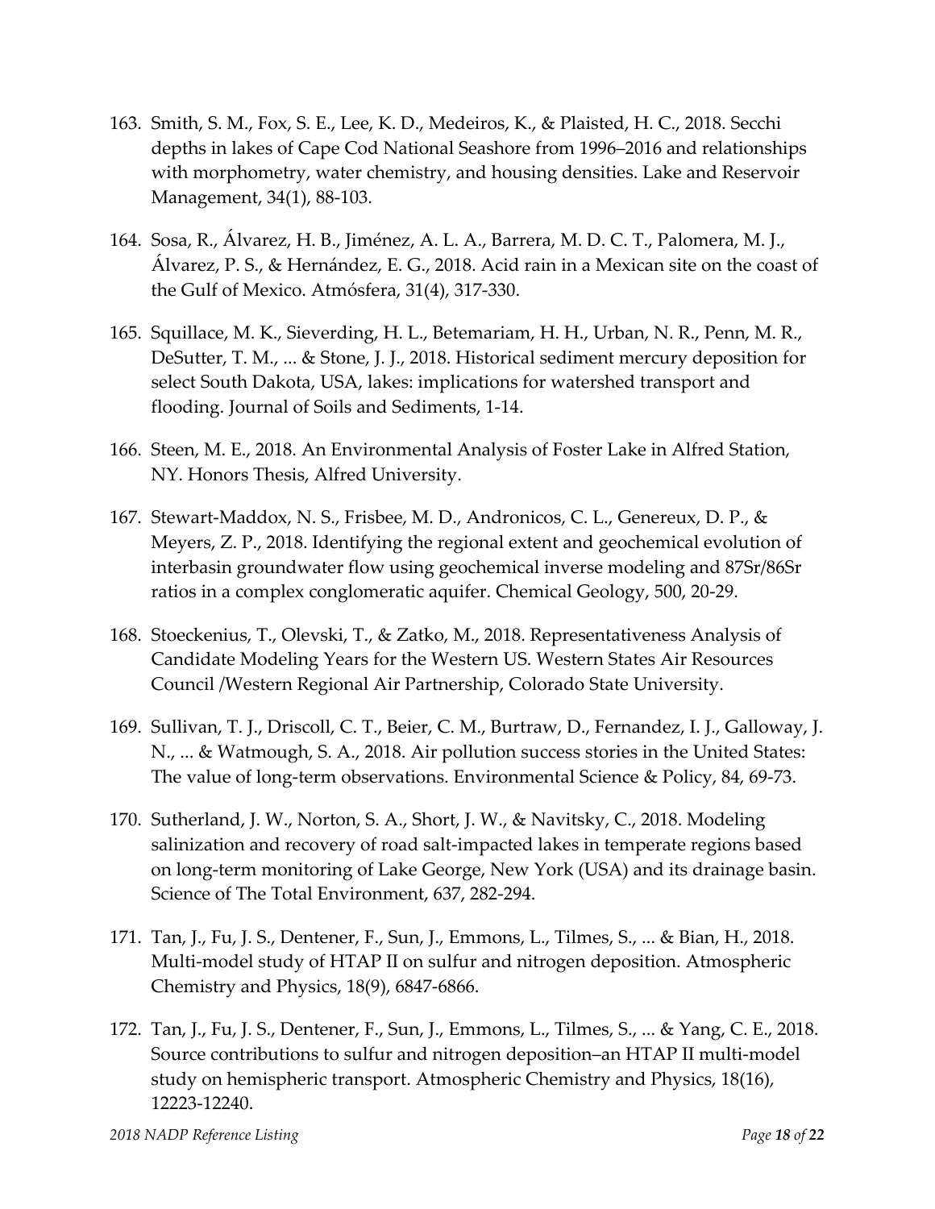163. Smith, S. M., Fox, S. E., Lee, K. D., Medeiros, K., & Plaisted, H. C., 2018. Secchi depths in lakes of Cape Cod National Seashore from 1996–2016 and relationships with morphometry, water chemistry, and housing densities. Lake and Reservoir Management, 34(1), 88-103.

164. Sosa, R., Álvarez, H. B., Jiménez, A. L. A., Barrera, M. D. C. T., Palomera, M. J., Álvarez, P. S., & Hernández, E. G., 2018. Acid rain in a Mexican site on the coast of the Gulf of Mexico. Atmósfera, 31(4), 317-330.

165. Squillace, M. K., Sieverding, H. L., Betemariam, H. H., Urban, N. R., Penn, M. R., DeSutter, T. M., ... & Stone, J. J., 2018. Historical sediment mercury deposition for select South Dakota, USA, lakes: implications for watershed transport and flooding. Journal of Soils and Sediments, 1-14.

166. Steen, M. E., 2018. An Environmental Analysis of Foster Lake in Alfred Station, NY. Honors Thesis, Alfred University.

167. Stewart-Maddox, N. S., Frisbee, M. D., Andronicos, C. L., Genereux, D. P., & Meyers, Z. P., 2018. Identifying the regional extent and geochemical evolution of interbasin groundwater flow using geochemical inverse modeling and 87Sr/86Sr ratios in a complex conglomeratic aquifer. Chemical Geology, 500, 20-29.

168. Stoeckenius, T., Olevski, T., & Zatko, M., 2018. Representativeness Analysis of Candidate Modeling Years for the Western US. Western States Air Resources Council /Western Regional Air Partnership, Colorado State University.

169. Sullivan, T. J., Driscoll, C. T., Beier, C. M., Burtraw, D., Fernandez, I. J., Galloway, J. N., ... & Watmough, S. A., 2018. Air pollution success stories in the United States: The value of long-term observations. Environmental Science & Policy, 84, 69-73.

170. Sutherland, J. W., Norton, S. A., Short, J. W., & Navitsky, C., 2018. Modeling salinization and recovery of road salt-impacted lakes in temperate regions based on long-term monitoring of Lake George, New York (USA) and its drainage basin. Science of The Total Environment, 637, 282-294.

171. Tan, J., Fu, J. S., Dentener, F., Sun, J., Emmons, L., Tilmes, S., ... & Bian, H., 2018. Multi-model study of HTAP II on sulfur and nitrogen deposition. Atmospheric Chemistry and Physics, 18(9), 6847-6866.

172. Tan, J., Fu, J. S., Dentener, F., Sun, J., Emmons, L., Tilmes, S., ... & Yang, C. E., 2018. Source contributions to sulfur and nitrogen deposition–an HTAP II multi-model study on hemispheric transport. Atmospheric Chemistry and Physics, 18(16), 12223-12240.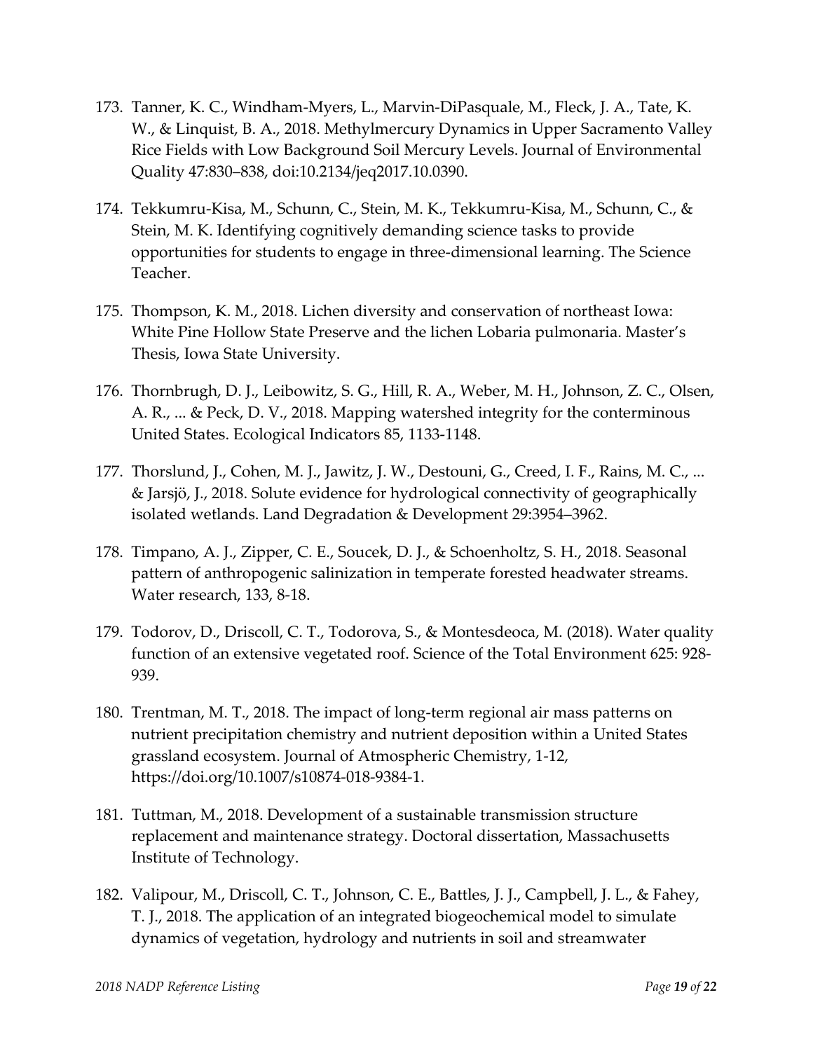173. Tanner, K. C., Windham-Myers, L., Marvin-DiPasquale, M., Fleck, J. A., Tate, K. W., & Linquist, B. A., 2018. Methylmercury Dynamics in Upper Sacramento Valley Rice Fields with Low Background Soil Mercury Levels. Journal of Environmental Quality 47:830–838, doi:10.2134/jeq2017.10.0390.

174. Tekkumru-Kisa, M., Schunn, C., Stein, M. K., Tekkumru-Kisa, M., Schunn, C., & Stein, M. K. Identifying cognitively demanding science tasks to provide opportunities for students to engage in three-dimensional learning. The Science Teacher.

175. Thompson, K. M., 2018. Lichen diversity and conservation of northeast Iowa: White Pine Hollow State Preserve and the lichen Lobaria pulmonaria. Master's Thesis, Iowa State University.

176. Thornbrugh, D. J., Leibowitz, S. G., Hill, R. A., Weber, M. H., Johnson, Z. C., Olsen, A. R., ... & Peck, D. V., 2018. Mapping watershed integrity for the conterminous United States. Ecological Indicators 85, 1133-1148.

177. Thorslund, J., Cohen, M. J., Jawitz, J. W., Destouni, G., Creed, I. F., Rains, M. C., ... & Jarsjö, J., 2018. Solute evidence for hydrological connectivity of geographically isolated wetlands. Land Degradation & Development 29:3954–3962.

178. Timpano, A. J., Zipper, C. E., Soucek, D. J., & Schoenholtz, S. H., 2018. Seasonal pattern of anthropogenic salinization in temperate forested headwater streams. Water research, 133, 8-18.

179. Todorov, D., Driscoll, C. T., Todorova, S., & Montesdeoca, M. (2018). Water quality function of an extensive vegetated roof. Science of the Total Environment 625: 928-939.

180. Trentman, M. T., 2018. The impact of long-term regional air mass patterns on nutrient precipitation chemistry and nutrient deposition within a United States grassland ecosystem. Journal of Atmospheric Chemistry, 1-12, https://doi.org/10.1007/s10874-018-9384-1.

181. Tuttman, M., 2018. Development of a sustainable transmission structure replacement and maintenance strategy. Doctoral dissertation, Massachusetts Institute of Technology.

182. Valipour, M., Driscoll, C. T., Johnson, C. E., Battles, J. J., Campbell, J. L., & Fahey, T. J., 2018. The application of an integrated biogeochemical model to simulate dynamics of vegetation, hydrology and nutrients in soil and streamwater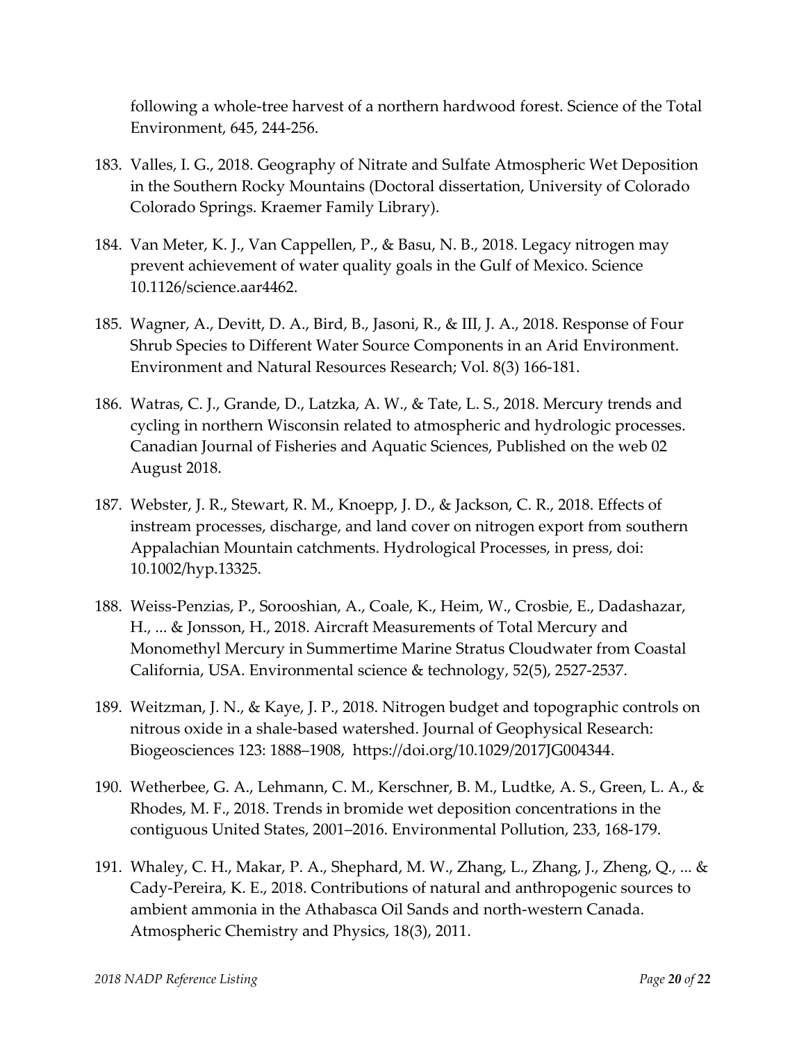following a whole-tree harvest of a northern hardwood forest. Science of the Total Environment, 645, 244-256.

183. Valles, I. G., 2018. Geography of Nitrate and Sulfate Atmospheric Wet Deposition in the Southern Rocky Mountains (Doctoral dissertation, University of Colorado Colorado Springs. Kraemer Family Library).

184. Van Meter, K. J., Van Cappellen, P., & Basu, N. B., 2018. Legacy nitrogen may prevent achievement of water quality goals in the Gulf of Mexico. Science 10.1126/science.aar4462.

185. Wagner, A., Devitt, D. A., Bird, B., Jasoni, R., & III, J. A., 2018. Response of Four Shrub Species to Different Water Source Components in an Arid Environment. Environment and Natural Resources Research; Vol. 8(3) 166-181.

186. Watras, C. J., Grande, D., Latzka, A. W., & Tate, L. S., 2018. Mercury trends and cycling in northern Wisconsin related to atmospheric and hydrologic processes. Canadian Journal of Fisheries and Aquatic Sciences, Published on the web 02 August 2018.

187. Webster, J. R., Stewart, R. M., Knoepp, J. D., & Jackson, C. R., 2018. Effects of instream processes, discharge, and land cover on nitrogen export from southern Appalachian Mountain catchments. Hydrological Processes, in press, doi: 10.1002/hyp.13325.

188. Weiss-Penzias, P., Sorooshian, A., Coale, K., Heim, W., Crosbie, E., Dadashazar, H., ... & Jonsson, H., 2018. Aircraft Measurements of Total Mercury and Monomethyl Mercury in Summertime Marine Stratus Cloudwater from Coastal California, USA. Environmental science & technology, 52(5), 2527-2537.

189. Weitzman, J. N., & Kaye, J. P., 2018. Nitrogen budget and topographic controls on nitrous oxide in a shale-based watershed. Journal of Geophysical Research: Biogeosciences 123: 1888–1908, https://doi.org/10.1029/2017JG004344.

190. Wetherbee, G. A., Lehmann, C. M., Kerschner, B. M., Ludtke, A. S., Green, L. A., & Rhodes, M. F., 2018. Trends in bromide wet deposition concentrations in the contiguous United States, 2001–2016. Environmental Pollution, 233, 168-179.

191. Whaley, C. H., Makar, P. A., Shephard, M. W., Zhang, L., Zhang, J., Zheng, Q., ... & Cady-Pereira, K. E., 2018. Contributions of natural and anthropogenic sources to ambient ammonia in the Athabasca Oil Sands and north-western Canada. Atmospheric Chemistry and Physics, 18(3), 2011.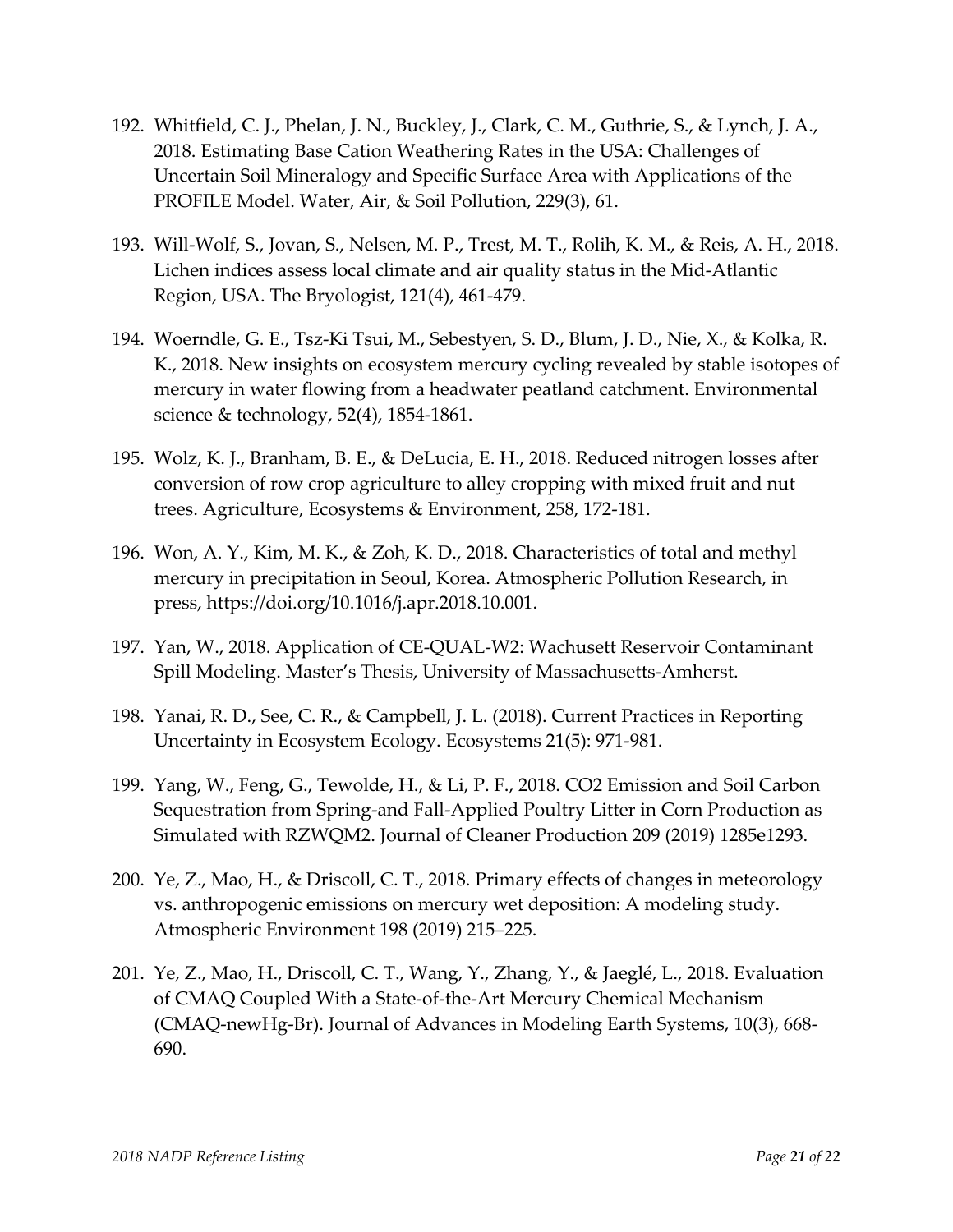192. Whitfield, C. J., Phelan, J. N., Buckley, J., Clark, C. M., Guthrie, S., & Lynch, J. A., 2018. Estimating Base Cation Weathering Rates in the USA: Challenges of Uncertain Soil Mineralogy and Specific Surface Area with Applications of the PROFILE Model. Water, Air, & Soil Pollution, 229(3), 61.

193. Will-Wolf, S., Jovan, S., Nelsen, M. P., Trest, M. T., Rolih, K. M., & Reis, A. H., 2018. Lichen indices assess local climate and air quality status in the Mid-Atlantic Region, USA. The Bryologist, 121(4), 461-479.

194. Woerndle, G. E., Tsz-Ki Tsui, M., Sebestyen, S. D., Blum, J. D., Nie, X., & Kolka, R. K., 2018. New insights on ecosystem mercury cycling revealed by stable isotopes of mercury in water flowing from a headwater peatland catchment. Environmental science & technology, 52(4), 1854-1861.

195. Wolz, K. J., Branham, B. E., & DeLucia, E. H., 2018. Reduced nitrogen losses after conversion of row crop agriculture to alley cropping with mixed fruit and nut trees. Agriculture, Ecosystems & Environment, 258, 172-181.

196. Won, A. Y., Kim, M. K., & Zoh, K. D., 2018. Characteristics of total and methyl mercury in precipitation in Seoul, Korea. Atmospheric Pollution Research, in press, https://doi.org/10.1016/j.apr.2018.10.001.

197. Yan, W., 2018. Application of CE-QUAL-W2: Wachusett Reservoir Contaminant Spill Modeling. Master's Thesis, University of Massachusetts-Amherst.

198. Yanai, R. D., See, C. R., & Campbell, J. L. (2018). Current Practices in Reporting Uncertainty in Ecosystem Ecology. Ecosystems 21(5): 971-981.

199. Yang, W., Feng, G., Tewolde, H., & Li, P. F., 2018. CO2 Emission and Soil Carbon Sequestration from Spring-and Fall-Applied Poultry Litter in Corn Production as Simulated with RZWQM2. Journal of Cleaner Production 209 (2019) 1285e1293.

200. Ye, Z., Mao, H., & Driscoll, C. T., 2018. Primary effects of changes in meteorology vs. anthropogenic emissions on mercury wet deposition: A modeling study. Atmospheric Environment 198 (2019) 215–225.

201. Ye, Z., Mao, H., Driscoll, C. T., Wang, Y., Zhang, Y., & Jaeglé, L., 2018. Evaluation of CMAQ Coupled With a State-of-the-Art Mercury Chemical Mechanism (CMAQ-newHg-Br). Journal of Advances in Modeling Earth Systems, 10(3), 668-690.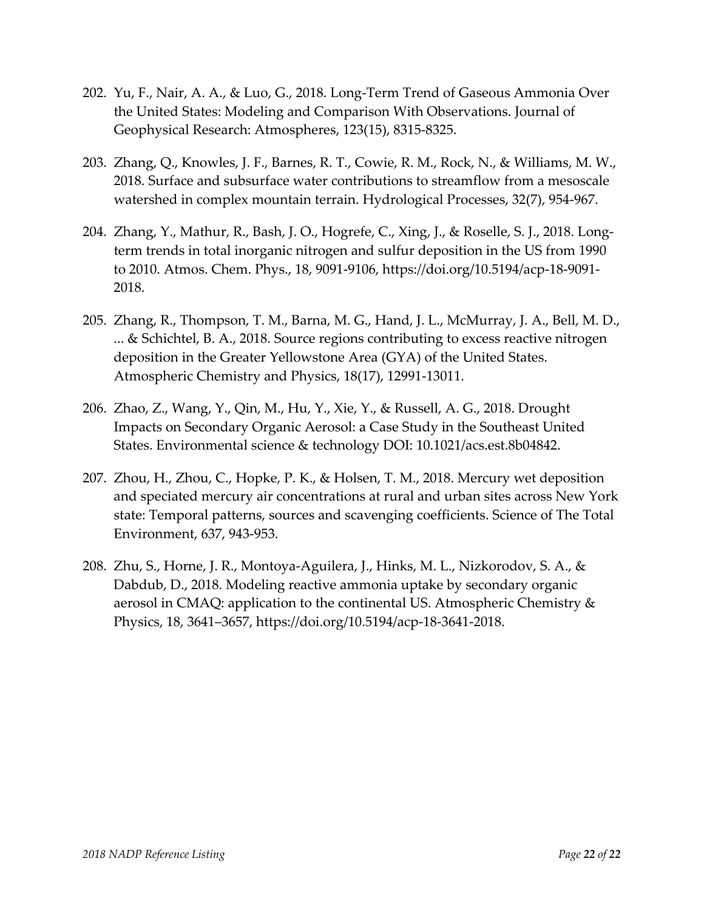202. Yu, F., Nair, A. A., & Luo, G., 2018. Long-Term Trend of Gaseous Ammonia Over the United States: Modeling and Comparison With Observations. Journal of Geophysical Research: Atmospheres, 123(15), 8315-8325.

203. Zhang, Q., Knowles, J. F., Barnes, R. T., Cowie, R. M., Rock, N., & Williams, M. W., 2018. Surface and subsurface water contributions to streamflow from a mesoscale watershed in complex mountain terrain. Hydrological Processes, 32(7), 954-967.

204. Zhang, Y., Mathur, R., Bash, J. O., Hogrefe, C., Xing, J., & Roselle, S. J., 2018. Long-term trends in total inorganic nitrogen and sulfur deposition in the US from 1990 to 2010. Atmos. Chem. Phys., 18, 9091-9106, https://doi.org/10.5194/acp-18-9091-2018.

205. Zhang, R., Thompson, T. M., Barna, M. G., Hand, J. L., McMurray, J. A., Bell, M. D., ... & Schichtel, B. A., 2018. Source regions contributing to excess reactive nitrogen deposition in the Greater Yellowstone Area (GYA) of the United States. Atmospheric Chemistry and Physics, 18(17), 12991-13011.

206. Zhao, Z., Wang, Y., Qin, M., Hu, Y., Xie, Y., & Russell, A. G., 2018. Drought Impacts on Secondary Organic Aerosol: a Case Study in the Southeast United States. Environmental science & technology DOI: 10.1021/acs.est.8b04842.

207. Zhou, H., Zhou, C., Hopke, P. K., & Holsen, T. M., 2018. Mercury wet deposition and speciated mercury air concentrations at rural and urban sites across New York state: Temporal patterns, sources and scavenging coefficients. Science of The Total Environment, 637, 943-953.

208. Zhu, S., Horne, J. R., Montoya-Aguilera, J., Hinks, M. L., Nizkorodov, S. A., & Dabdub, D., 2018. Modeling reactive ammonia uptake by secondary organic aerosol in CMAQ: application to the continental US. Atmospheric Chemistry & Physics, 18, 3641–3657, https://doi.org/10.5194/acp-18-3641-2018.